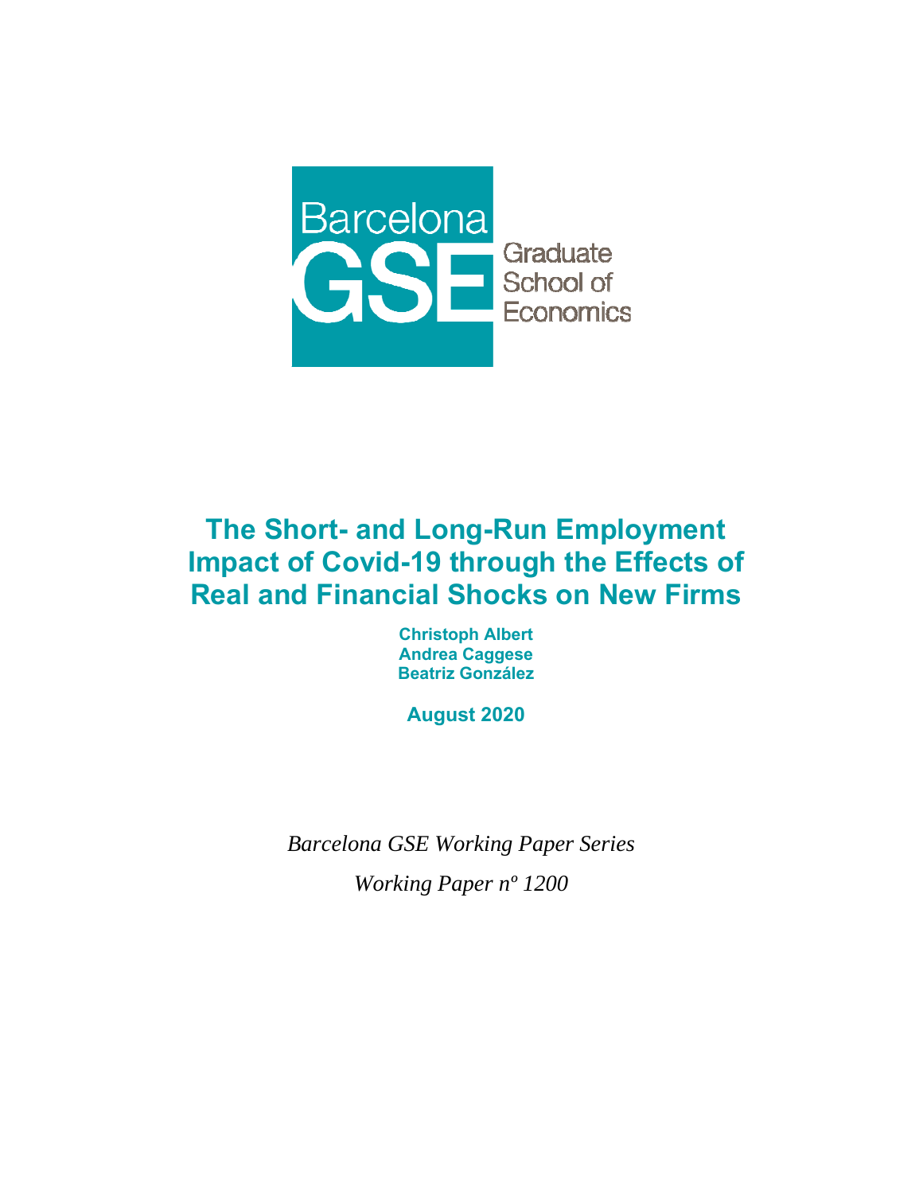Barcelona GSE Graduate School of Economics

# The Short- and Long-Run Employment Impact of Covid-19 through the Effects of Real and Financial Shocks on New Firms

**Christoph Albert**
**Andrea Caggese**
**Beatriz González**

**August 2020**

*Barcelona GSE Working Paper Series*

*Working Paper nº 1200*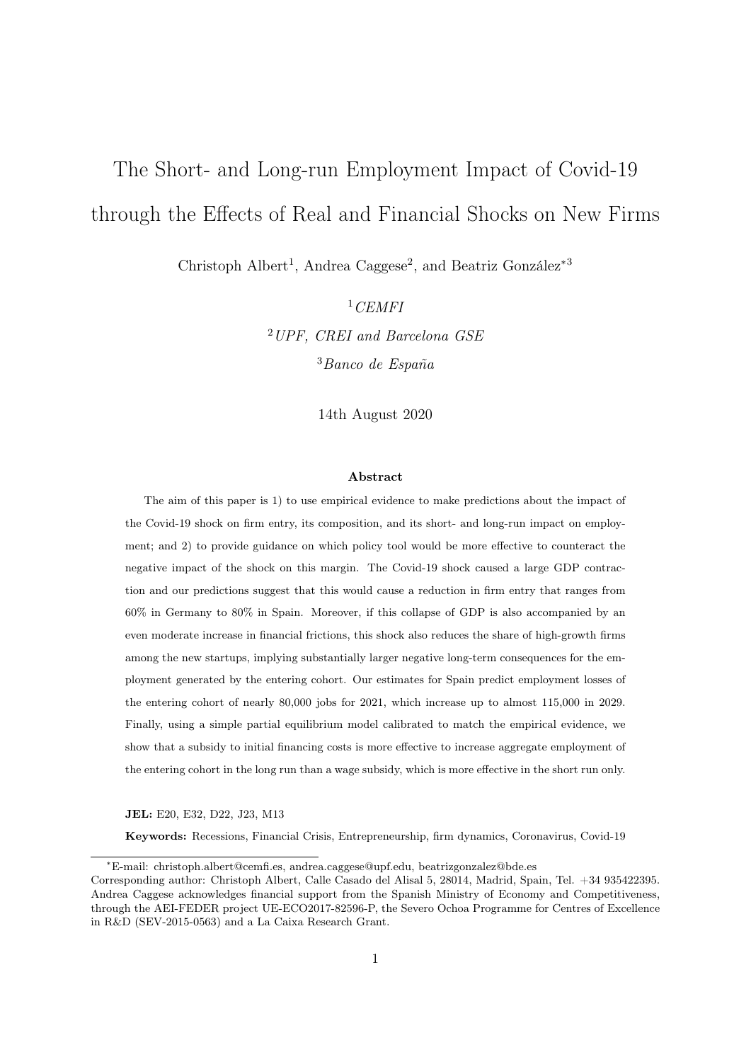# The Short- and Long-run Employment Impact of Covid-19 through the Effects of Real and Financial Shocks on New Firms

Christoph Albert[1], Andrea Caggese[2], and Beatriz González*[3]

[1] *CEMFI*

[2] *UPF, CREI and Barcelona GSE*

[3] *Banco de España*

14th August 2020

### Abstract

The aim of this paper is 1) to use empirical evidence to make predictions about the impact of the Covid-19 shock on firm entry, its composition, and its short- and long-run impact on employment; and 2) to provide guidance on which policy tool would be more effective to counteract the negative impact of the shock on this margin. The Covid-19 shock caused a large GDP contraction and our predictions suggest that this would cause a reduction in firm entry that ranges from 60% in Germany to 80% in Spain. Moreover, if this collapse of GDP is also accompanied by an even moderate increase in financial frictions, this shock also reduces the share of high-growth firms among the new startups, implying substantially larger negative long-term consequences for the employment generated by the entering cohort. Our estimates for Spain predict employment losses of the entering cohort of nearly 80,000 jobs for 2021, which increase up to almost 115,000 in 2029. Finally, using a simple partial equilibrium model calibrated to match the empirical evidence, we show that a subsidy to initial financing costs is more effective to increase aggregate employment of the entering cohort in the long run than a wage subsidy, which is more effective in the short run only.

**JEL:** E20, E32, D22, J23, M13

**Keywords:** Recessions, Financial Crisis, Entrepreneurship, firm dynamics, Coronavirus, Covid-19

---

*E-mail: christoph.albert@cemfi.es, andrea.caggese@upf.edu, beatrizgonzalez@bde.es
Corresponding author: Christoph Albert, Calle Casado del Alisal 5, 28014, Madrid, Spain, Tel. +34 935422395. Andrea Caggese acknowledges financial support from the Spanish Ministry of Economy and Competitiveness, through the AEI-FEDER project UE-ECO2017-82596-P, the Severo Ochoa Programme for Centres of Excellence in R&D (SEV-2015-0563) and a La Caixa Research Grant.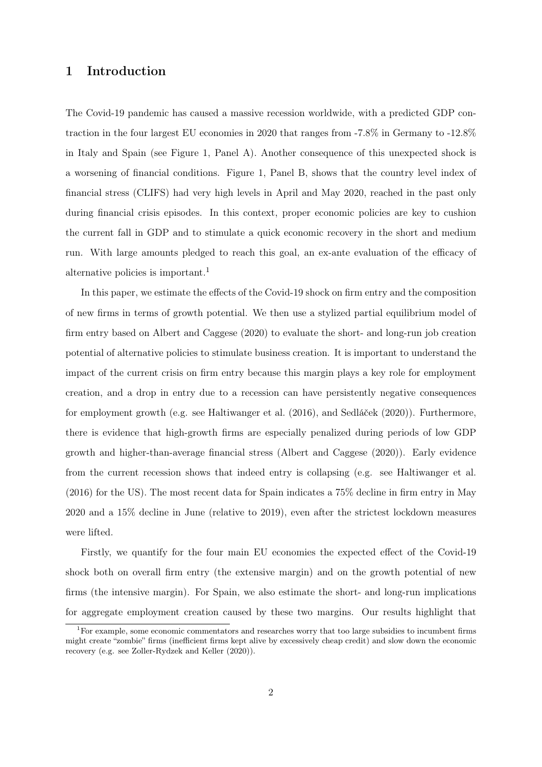# 1 Introduction

The Covid-19 pandemic has caused a massive recession worldwide, with a predicted GDP contraction in the four largest EU economies in 2020 that ranges from -7.8% in Germany to -12.8% in Italy and Spain (see Figure 1, Panel A). Another consequence of this unexpected shock is a worsening of financial conditions. Figure 1, Panel B, shows that the country level index of financial stress (CLIFS) had very high levels in April and May 2020, reached in the past only during financial crisis episodes. In this context, proper economic policies are key to cushion the current fall in GDP and to stimulate a quick economic recovery in the short and medium run. With large amounts pledged to reach this goal, an ex-ante evaluation of the efficacy of alternative policies is important.[1]

In this paper, we estimate the effects of the Covid-19 shock on firm entry and the composition of new firms in terms of growth potential. We then use a stylized partial equilibrium model of firm entry based on Albert and Caggese (2020) to evaluate the short- and long-run job creation potential of alternative policies to stimulate business creation. It is important to understand the impact of the current crisis on firm entry because this margin plays a key role for employment creation, and a drop in entry due to a recession can have persistently negative consequences for employment growth (e.g. see Haltiwanger et al. (2016), and Sedláček (2020)). Furthermore, there is evidence that high-growth firms are especially penalized during periods of low GDP growth and higher-than-average financial stress (Albert and Caggese (2020)). Early evidence from the current recession shows that indeed entry is collapsing (e.g. see Haltiwanger et al. (2016) for the US). The most recent data for Spain indicates a 75% decline in firm entry in May 2020 and a 15% decline in June (relative to 2019), even after the strictest lockdown measures were lifted.

Firstly, we quantify for the four main EU economies the expected effect of the Covid-19 shock both on overall firm entry (the extensive margin) and on the growth potential of new firms (the intensive margin). For Spain, we also estimate the short- and long-run implications for aggregate employment creation caused by these two margins. Our results highlight that

[1] For example, some economic commentators and researches worry that too large subsidies to incumbent firms might create "zombie" firms (inefficient firms kept alive by excessively cheap credit) and slow down the economic recovery (e.g. see Zoller-Rydzek and Keller (2020)).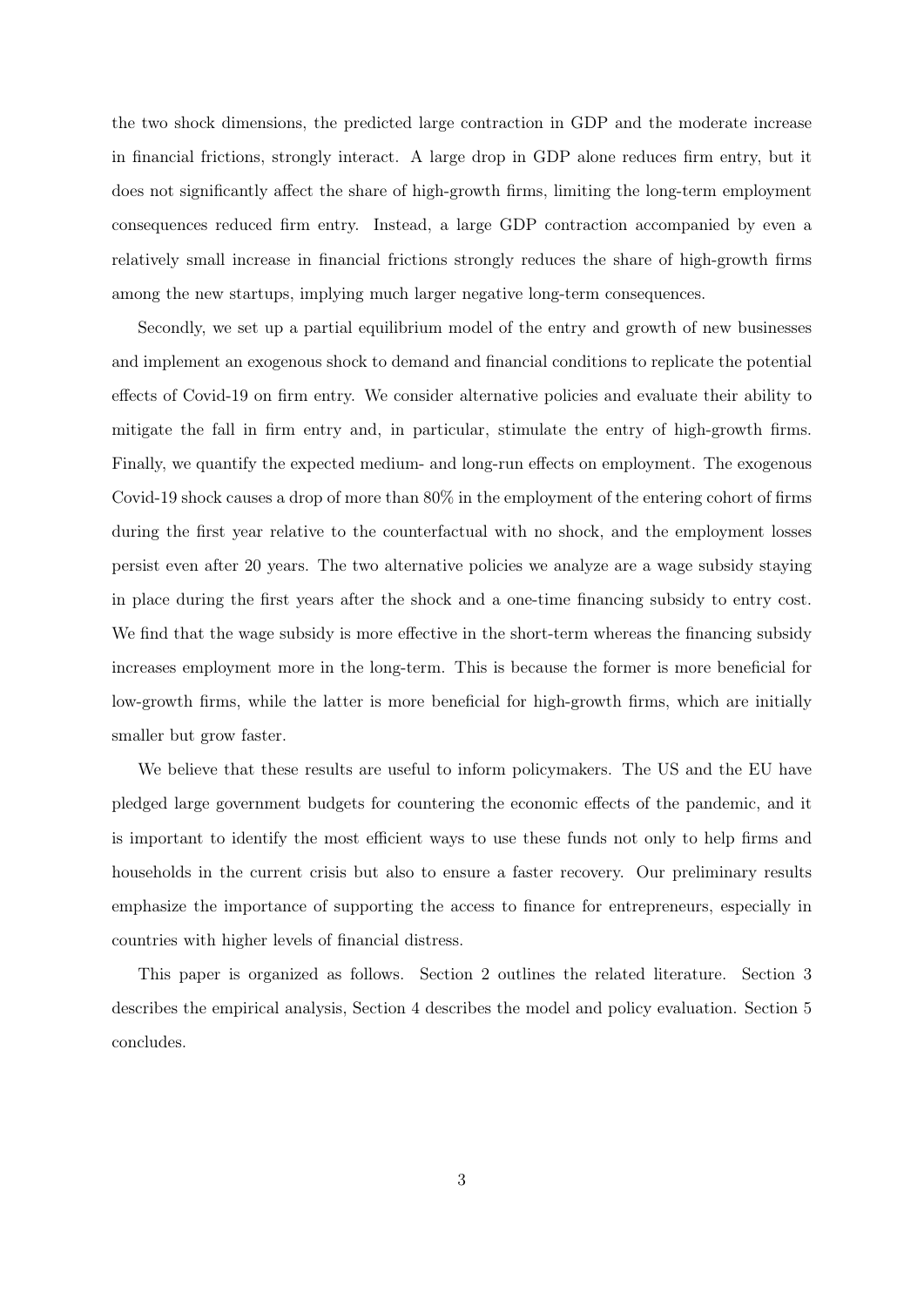the two shock dimensions, the predicted large contraction in GDP and the moderate increase in financial frictions, strongly interact. A large drop in GDP alone reduces firm entry, but it does not significantly affect the share of high-growth firms, limiting the long-term employment consequences reduced firm entry. Instead, a large GDP contraction accompanied by even a relatively small increase in financial frictions strongly reduces the share of high-growth firms among the new startups, implying much larger negative long-term consequences.

Secondly, we set up a partial equilibrium model of the entry and growth of new businesses and implement an exogenous shock to demand and financial conditions to replicate the potential effects of Covid-19 on firm entry. We consider alternative policies and evaluate their ability to mitigate the fall in firm entry and, in particular, stimulate the entry of high-growth firms. Finally, we quantify the expected medium- and long-run effects on employment. The exogenous Covid-19 shock causes a drop of more than 80% in the employment of the entering cohort of firms during the first year relative to the counterfactual with no shock, and the employment losses persist even after 20 years. The two alternative policies we analyze are a wage subsidy staying in place during the first years after the shock and a one-time financing subsidy to entry cost. We find that the wage subsidy is more effective in the short-term whereas the financing subsidy increases employment more in the long-term. This is because the former is more beneficial for low-growth firms, while the latter is more beneficial for high-growth firms, which are initially smaller but grow faster.

We believe that these results are useful to inform policymakers. The US and the EU have pledged large government budgets for countering the economic effects of the pandemic, and it is important to identify the most efficient ways to use these funds not only to help firms and households in the current crisis but also to ensure a faster recovery. Our preliminary results emphasize the importance of supporting the access to finance for entrepreneurs, especially in countries with higher levels of financial distress.

This paper is organized as follows. Section 2 outlines the related literature. Section 3 describes the empirical analysis, Section 4 describes the model and policy evaluation. Section 5 concludes.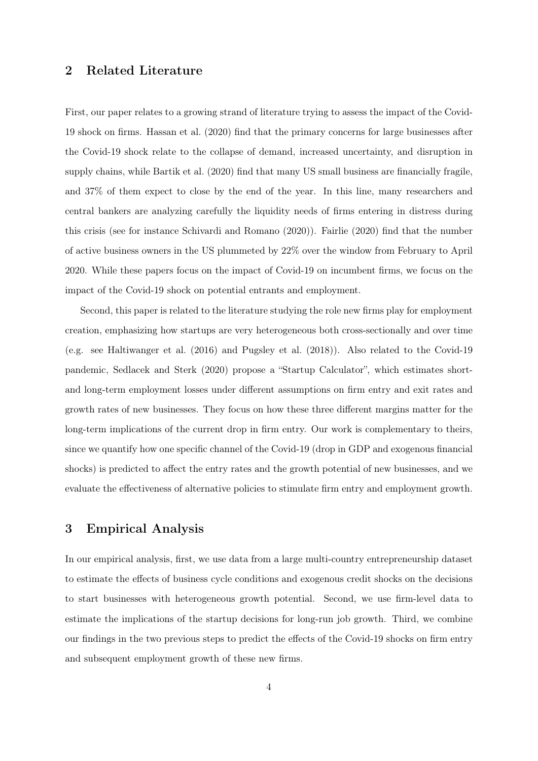## 2 Related Literature

First, our paper relates to a growing strand of literature trying to assess the impact of the Covid-19 shock on firms. Hassan et al. (2020) find that the primary concerns for large businesses after the Covid-19 shock relate to the collapse of demand, increased uncertainty, and disruption in supply chains, while Bartik et al. (2020) find that many US small business are financially fragile, and 37% of them expect to close by the end of the year. In this line, many researchers and central bankers are analyzing carefully the liquidity needs of firms entering in distress during this crisis (see for instance Schivardi and Romano (2020)). Fairlie (2020) find that the number of active business owners in the US plummeted by 22% over the window from February to April 2020. While these papers focus on the impact of Covid-19 on incumbent firms, we focus on the impact of the Covid-19 shock on potential entrants and employment.

Second, this paper is related to the literature studying the role new firms play for employment creation, emphasizing how startups are very heterogeneous both cross-sectionally and over time (e.g. see Haltiwanger et al. (2016) and Pugsley et al. (2018)). Also related to the Covid-19 pandemic, Sedlacek and Sterk (2020) propose a "Startup Calculator", which estimates short- and long-term employment losses under different assumptions on firm entry and exit rates and growth rates of new businesses. They focus on how these three different margins matter for the long-term implications of the current drop in firm entry. Our work is complementary to theirs, since we quantify how one specific channel of the Covid-19 (drop in GDP and exogenous financial shocks) is predicted to affect the entry rates and the growth potential of new businesses, and we evaluate the effectiveness of alternative policies to stimulate firm entry and employment growth.

## 3 Empirical Analysis

In our empirical analysis, first, we use data from a large multi-country entrepreneurship dataset to estimate the effects of business cycle conditions and exogenous credit shocks on the decisions to start businesses with heterogeneous growth potential. Second, we use firm-level data to estimate the implications of the startup decisions for long-run job growth. Third, we combine our findings in the two previous steps to predict the effects of the Covid-19 shocks on firm entry and subsequent employment growth of these new firms.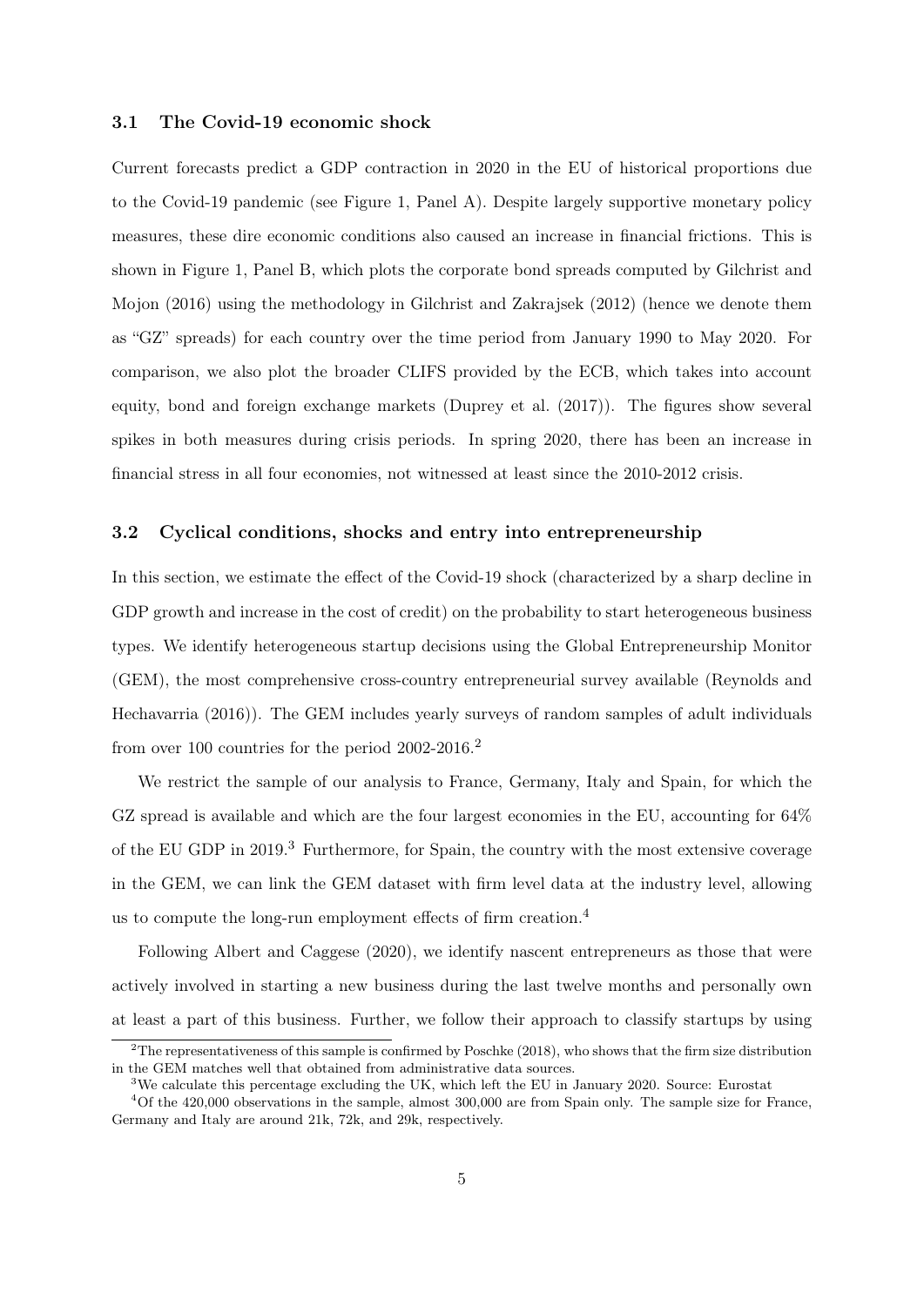### 3.1 The Covid-19 economic shock

Current forecasts predict a GDP contraction in 2020 in the EU of historical proportions due to the Covid-19 pandemic (see Figure 1, Panel A). Despite largely supportive monetary policy measures, these dire economic conditions also caused an increase in financial frictions. This is shown in Figure 1, Panel B, which plots the corporate bond spreads computed by Gilchrist and Mojon (2016) using the methodology in Gilchrist and Zakrajsek (2012) (hence we denote them as "GZ" spreads) for each country over the time period from January 1990 to May 2020. For comparison, we also plot the broader CLIFS provided by the ECB, which takes into account equity, bond and foreign exchange markets (Duprey et al. (2017)). The figures show several spikes in both measures during crisis periods. In spring 2020, there has been an increase in financial stress in all four economies, not witnessed at least since the 2010-2012 crisis.

### 3.2 Cyclical conditions, shocks and entry into entrepreneurship

In this section, we estimate the effect of the Covid-19 shock (characterized by a sharp decline in GDP growth and increase in the cost of credit) on the probability to start heterogeneous business types. We identify heterogeneous startup decisions using the Global Entrepreneurship Monitor (GEM), the most comprehensive cross-country entrepreneurial survey available (Reynolds and Hechavarria (2016)). The GEM includes yearly surveys of random samples of adult individuals from over 100 countries for the period 2002-2016.[2]

We restrict the sample of our analysis to France, Germany, Italy and Spain, for which the GZ spread is available and which are the four largest economies in the EU, accounting for 64% of the EU GDP in 2019.[3] Furthermore, for Spain, the country with the most extensive coverage in the GEM, we can link the GEM dataset with firm level data at the industry level, allowing us to compute the long-run employment effects of firm creation.[4]

Following Albert and Caggese (2020), we identify nascent entrepreneurs as those that were actively involved in starting a new business during the last twelve months and personally own at least a part of this business. Further, we follow their approach to classify startups by using

[2] The representativeness of this sample is confirmed by Poschke (2018), who shows that the firm size distribution in the GEM matches well that obtained from administrative data sources.

[3] We calculate this percentage excluding the UK, which left the EU in January 2020. Source: Eurostat

[4] Of the 420,000 observations in the sample, almost 300,000 are from Spain only. The sample size for France, Germany and Italy are around 21k, 72k, and 29k, respectively.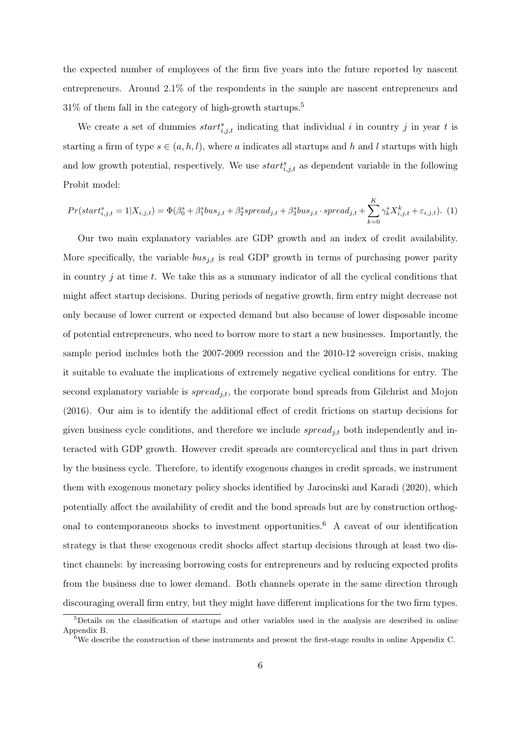the expected number of employees of the firm five years into the future reported by nascent entrepreneurs. Around 2.1% of the respondents in the sample are nascent entrepreneurs and 31% of them fall in the category of high-growth startups.[5]

We create a set of dummies $start^s_{i,j,t}$ indicating that individual $i$ in country $j$ in year $t$ is starting a firm of type $s \in (a, h, l)$, where $a$ indicates all startups and $h$ and $l$ startups with high and low growth potential, respectively. We use $start^s_{i,j,t}$ as dependent variable in the following Probit model:

$$Pr(start^s_{i,j,t} = 1|X_{i,j,t}) = \Phi(\beta^s_0 + \beta^s_1 bus_{j,t} + \beta^s_2 spread_{j,t} + \beta^s_3 bus_{j,t} \cdot spread_{j,t} + \sum_{k=0}^{K} \gamma^s_k X^k_{i,j,t} + \varepsilon_{i,j,t}). \quad (1)$$

Our two main explanatory variables are GDP growth and an index of credit availability. More specifically, the variable $bus_{j,t}$ is real GDP growth in terms of purchasing power parity in country $j$ at time $t$. We take this as a summary indicator of all the cyclical conditions that might affect startup decisions. During periods of negative growth, firm entry might decrease not only because of lower current or expected demand but also because of lower disposable income of potential entrepreneurs, who need to borrow more to start a new businesses. Importantly, the sample period includes both the 2007-2009 recession and the 2010-12 sovereign crisis, making it suitable to evaluate the implications of extremely negative cyclical conditions for entry. The second explanatory variable is $spread_{j,t}$, the corporate bond spreads from Gilchrist and Mojon (2016). Our aim is to identify the additional effect of credit frictions on startup decisions for given business cycle conditions, and therefore we include $spread_{j,t}$ both independently and interacted with GDP growth. However credit spreads are countercyclical and thus in part driven by the business cycle. Therefore, to identify exogenous changes in credit spreads, we instrument them with exogenous monetary policy shocks identified by Jarocinski and Karadi (2020), which potentially affect the availability of credit and the bond spreads but are by construction orthogonal to contemporaneous shocks to investment opportunities.[6] A caveat of our identification strategy is that these exogenous credit shocks affect startup decisions through at least two distinct channels: by increasing borrowing costs for entrepreneurs and by reducing expected profits from the business due to lower demand. Both channels operate in the same direction through discouraging overall firm entry, but they might have different implications for the two firm types.

[5] Details on the classification of startups and other variables used in the analysis are described in online Appendix B.

[6] We describe the construction of these instruments and present the first-stage results in online Appendix C.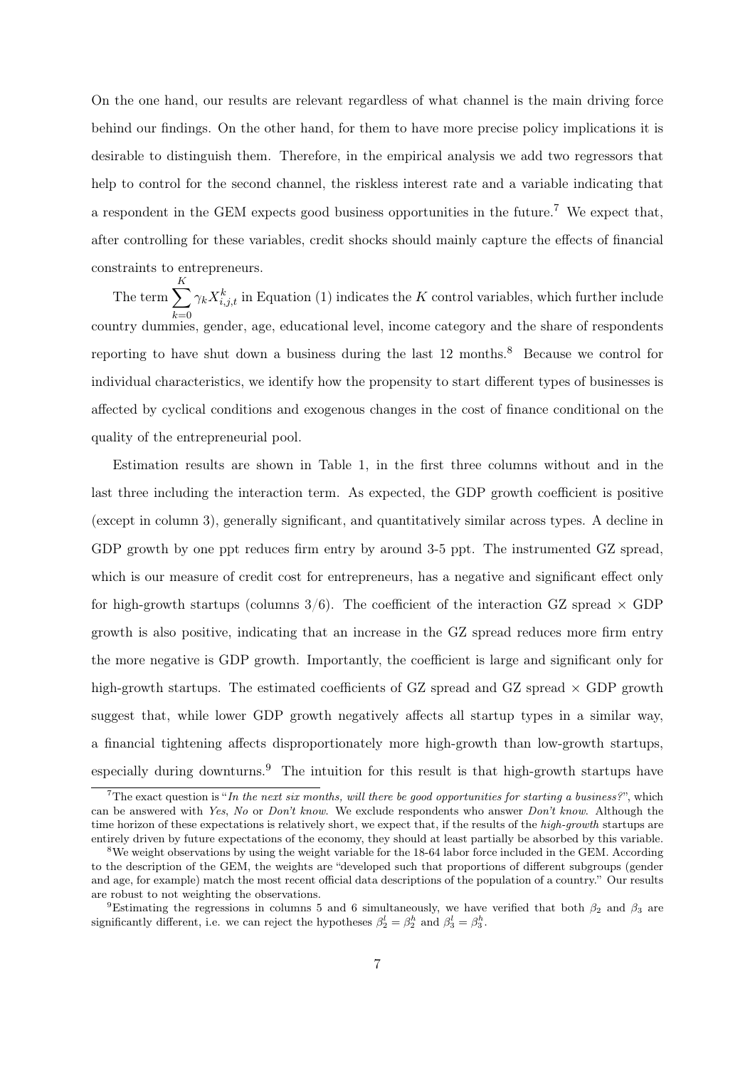On the one hand, our results are relevant regardless of what channel is the main driving force behind our findings. On the other hand, for them to have more precise policy implications it is desirable to distinguish them. Therefore, in the empirical analysis we add two regressors that help to control for the second channel, the riskless interest rate and a variable indicating that a respondent in the GEM expects good business opportunities in the future.[7] We expect that, after controlling for these variables, credit shocks should mainly capture the effects of financial constraints to entrepreneurs.

The term $\sum_{k=0}^{K} \gamma_k X_{i,j,t}^k$ in Equation (1) indicates the $K$ control variables, which further include country dummies, gender, age, educational level, income category and the share of respondents reporting to have shut down a business during the last 12 months.[8] Because we control for individual characteristics, we identify how the propensity to start different types of businesses is affected by cyclical conditions and exogenous changes in the cost of finance conditional on the quality of the entrepreneurial pool.

Estimation results are shown in Table 1, in the first three columns without and in the last three including the interaction term. As expected, the GDP growth coefficient is positive (except in column 3), generally significant, and quantitatively similar across types. A decline in GDP growth by one ppt reduces firm entry by around 3-5 ppt. The instrumented GZ spread, which is our measure of credit cost for entrepreneurs, has a negative and significant effect only for high-growth startups (columns 3/6). The coefficient of the interaction GZ spread $\times$ GDP growth is also positive, indicating that an increase in the GZ spread reduces more firm entry the more negative is GDP growth. Importantly, the coefficient is large and significant only for high-growth startups. The estimated coefficients of GZ spread and GZ spread $\times$ GDP growth suggest that, while lower GDP growth negatively affects all startup types in a similar way, a financial tightening affects disproportionately more high-growth than low-growth startups, especially during downturns.[9] The intuition for this result is that high-growth startups have

[7] The exact question is "*In the next six months, will there be good opportunities for starting a business?*", which can be answered with *Yes*, *No* or *Don't know*. We exclude respondents who answer *Don't know*. Although the time horizon of these expectations is relatively short, we expect that, if the results of the *high-growth* startups are entirely driven by future expectations of the economy, they should at least partially be absorbed by this variable.

[8] We weight observations by using the weight variable for the 18-64 labor force included in the GEM. According to the description of the GEM, the weights are "developed such that proportions of different subgroups (gender and age, for example) match the most recent official data descriptions of the population of a country." Our results are robust to not weighting the observations.

[9] Estimating the regressions in columns 5 and 6 simultaneously, we have verified that both $\beta_2$ and $\beta_3$ are significantly different, i.e. we can reject the hypotheses $\beta_2^l = \beta_2^h$ and $\beta_3^l = \beta_3^h$.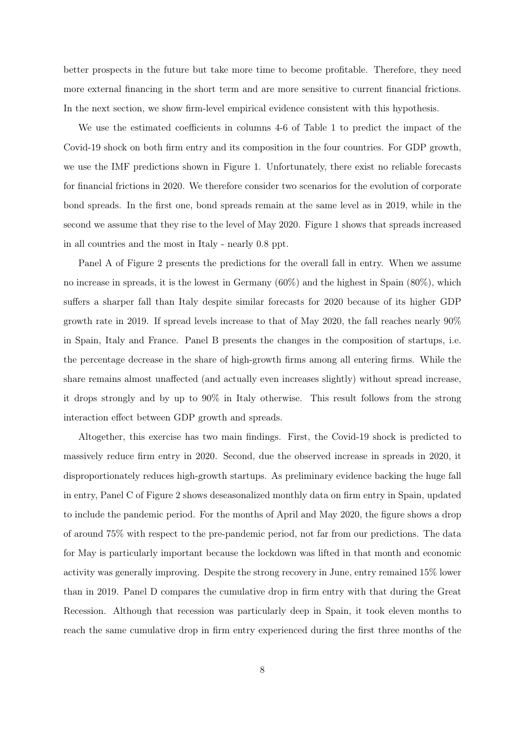better prospects in the future but take more time to become profitable. Therefore, they need more external financing in the short term and are more sensitive to current financial frictions. In the next section, we show firm-level empirical evidence consistent with this hypothesis.

We use the estimated coefficients in columns 4-6 of Table 1 to predict the impact of the Covid-19 shock on both firm entry and its composition in the four countries. For GDP growth, we use the IMF predictions shown in Figure 1. Unfortunately, there exist no reliable forecasts for financial frictions in 2020. We therefore consider two scenarios for the evolution of corporate bond spreads. In the first one, bond spreads remain at the same level as in 2019, while in the second we assume that they rise to the level of May 2020. Figure 1 shows that spreads increased in all countries and the most in Italy - nearly 0.8 ppt.

Panel A of Figure 2 presents the predictions for the overall fall in entry. When we assume no increase in spreads, it is the lowest in Germany (60%) and the highest in Spain (80%), which suffers a sharper fall than Italy despite similar forecasts for 2020 because of its higher GDP growth rate in 2019. If spread levels increase to that of May 2020, the fall reaches nearly 90% in Spain, Italy and France. Panel B presents the changes in the composition of startups, i.e. the percentage decrease in the share of high-growth firms among all entering firms. While the share remains almost unaffected (and actually even increases slightly) without spread increase, it drops strongly and by up to 90% in Italy otherwise. This result follows from the strong interaction effect between GDP growth and spreads.

Altogether, this exercise has two main findings. First, the Covid-19 shock is predicted to massively reduce firm entry in 2020. Second, due the observed increase in spreads in 2020, it disproportionately reduces high-growth startups. As preliminary evidence backing the huge fall in entry, Panel C of Figure 2 shows deseasonalized monthly data on firm entry in Spain, updated to include the pandemic period. For the months of April and May 2020, the figure shows a drop of around 75% with respect to the pre-pandemic period, not far from our predictions. The data for May is particularly important because the lockdown was lifted in that month and economic activity was generally improving. Despite the strong recovery in June, entry remained 15% lower than in 2019. Panel D compares the cumulative drop in firm entry with that during the Great Recession. Although that recession was particularly deep in Spain, it took eleven months to reach the same cumulative drop in firm entry experienced during the first three months of the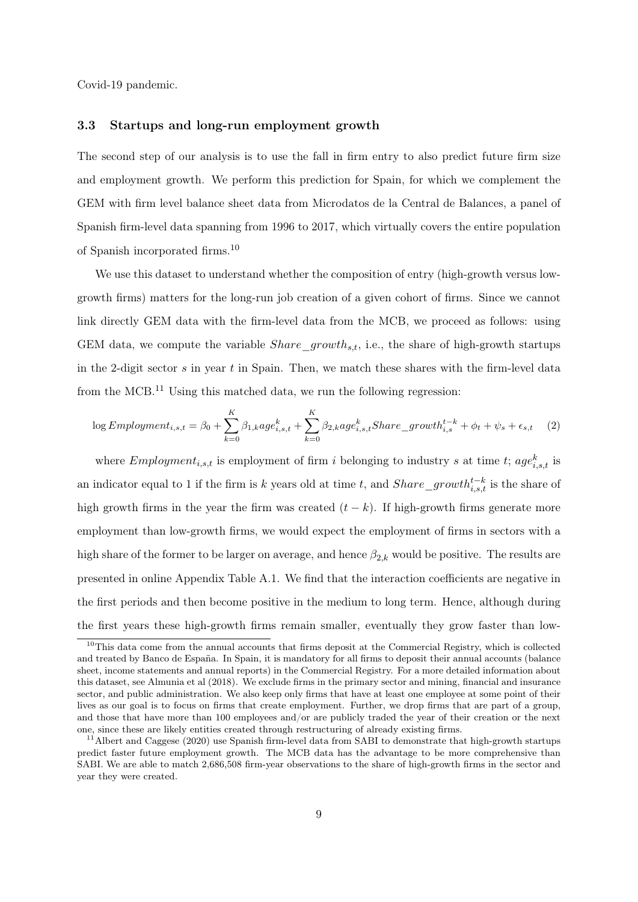Covid-19 pandemic.

### 3.3 Startups and long-run employment growth

The second step of our analysis is to use the fall in firm entry to also predict future firm size and employment growth. We perform this prediction for Spain, for which we complement the GEM with firm level balance sheet data from Microdatos de la Central de Balances, a panel of Spanish firm-level data spanning from 1996 to 2017, which virtually covers the entire population of Spanish incorporated firms.[10]

We use this dataset to understand whether the composition of entry (high-growth versus low-growth firms) matters for the long-run job creation of a given cohort of firms. Since we cannot link directly GEM data with the firm-level data from the MCB, we proceed as follows: using GEM data, we compute the variable $Share\_growth_{s,t}$, i.e., the share of high-growth startups in the 2-digit sector $s$ in year $t$ in Spain. Then, we match these shares with the firm-level data from the MCB.[11] Using this matched data, we run the following regression:

$$\log Employment_{i,s,t} = \beta_0 + \sum_{k=0}^{K} \beta_{1,k} age^k_{i,s,t} + \sum_{k=0}^{K} \beta_{2,k} age^k_{i,s,t} Share\_growth^{t-k}_{i,s} + \phi_t + \psi_s + \epsilon_{s,t} \quad (2)$$

where $Employment_{i,s,t}$ is employment of firm $i$ belonging to industry $s$ at time $t$; $age^k_{i,s,t}$ is an indicator equal to 1 if the firm is $k$ years old at time $t$, and $Share\_growth^{t-k}_{i,s,t}$ is the share of high growth firms in the year the firm was created $(t-k)$. If high-growth firms generate more employment than low-growth firms, we would expect the employment of firms in sectors with a high share of the former to be larger on average, and hence $\beta_{2,k}$ would be positive. The results are presented in online Appendix Table A.1. We find that the interaction coefficients are negative in the first periods and then become positive in the medium to long term. Hence, although during the first years these high-growth firms remain smaller, eventually they grow faster than low-

[10] This data come from the annual accounts that firms deposit at the Commercial Registry, which is collected and treated by Banco de España. In Spain, it is mandatory for all firms to deposit their annual accounts (balance sheet, income statements and annual reports) in the Commercial Registry. For a more detailed information about this dataset, see Almunia et al (2018). We exclude firms in the primary sector and mining, financial and insurance sector, and public administration. We also keep only firms that have at least one employee at some point of their lives as our goal is to focus on firms that create employment. Further, we drop firms that are part of a group, and those that have more than 100 employees and/or are publicly traded the year of their creation or the next one, since these are likely entities created through restructuring of already existing firms.

[11] Albert and Caggese (2020) use Spanish firm-level data from SABI to demonstrate that high-growth startups predict faster future employment growth. The MCB data has the advantage to be more comprehensive than SABI. We are able to match 2,686,508 firm-year observations to the share of high-growth firms in the sector and year they were created.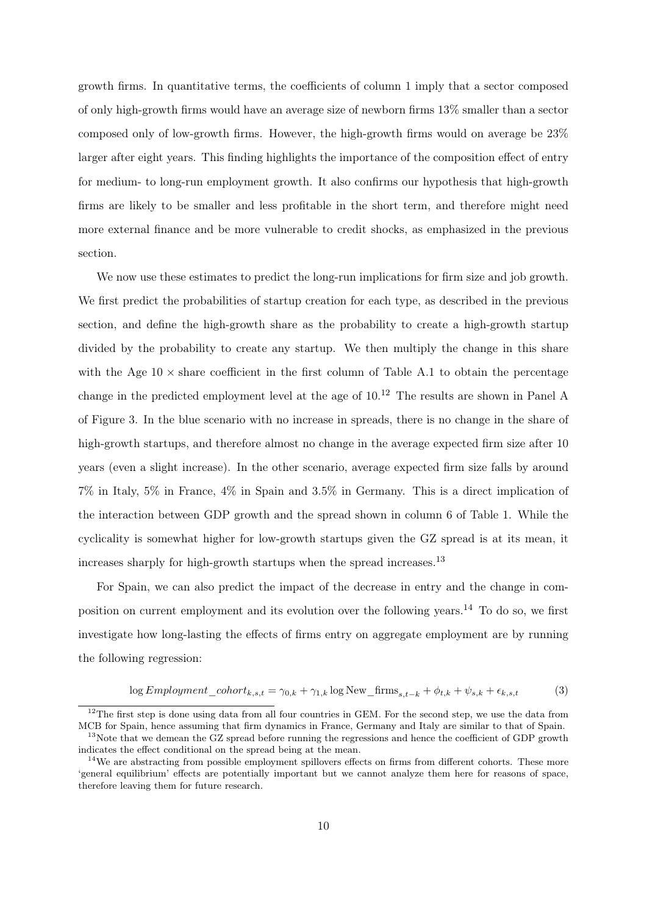growth firms. In quantitative terms, the coefficients of column 1 imply that a sector composed of only high-growth firms would have an average size of newborn firms 13% smaller than a sector composed only of low-growth firms. However, the high-growth firms would on average be 23% larger after eight years. This finding highlights the importance of the composition effect of entry for medium- to long-run employment growth. It also confirms our hypothesis that high-growth firms are likely to be smaller and less profitable in the short term, and therefore might need more external finance and be more vulnerable to credit shocks, as emphasized in the previous section.

We now use these estimates to predict the long-run implications for firm size and job growth. We first predict the probabilities of startup creation for each type, as described in the previous section, and define the high-growth share as the probability to create a high-growth startup divided by the probability to create any startup. We then multiply the change in this share with the Age 10 $\times$ share coefficient in the first column of Table A.1 to obtain the percentage change in the predicted employment level at the age of 10.[12] The results are shown in Panel A of Figure 3. In the blue scenario with no increase in spreads, there is no change in the share of high-growth startups, and therefore almost no change in the average expected firm size after 10 years (even a slight increase). In the other scenario, average expected firm size falls by around 7% in Italy, 5% in France, 4% in Spain and 3.5% in Germany. This is a direct implication of the interaction between GDP growth and the spread shown in column 6 of Table 1. While the cyclicality is somewhat higher for low-growth startups given the GZ spread is at its mean, it increases sharply for high-growth startups when the spread increases.[13]

For Spain, we can also predict the impact of the decrease in entry and the change in composition on current employment and its evolution over the following years.[14] To do so, we first investigate how long-lasting the effects of firms entry on aggregate employment are by running the following regression:

$$\log Employment\_cohort_{k,s,t} = \gamma_{0,k} + \gamma_{1,k} \log \text{New\_firms}_{s,t-k} + \phi_{t,k} + \psi_{s,k} + \epsilon_{k,s,t} \tag{3}$$

[12] The first step is done using data from all four countries in GEM. For the second step, we use the data from MCB for Spain, hence assuming that firm dynamics in France, Germany and Italy are similar to that of Spain.

[13] Note that we demean the GZ spread before running the regressions and hence the coefficient of GDP growth indicates the effect conditional on the spread being at the mean.

[14] We are abstracting from possible employment spillovers effects on firms from different cohorts. These more 'general equilibrium' effects are potentially important but we cannot analyze them here for reasons of space, therefore leaving them for future research.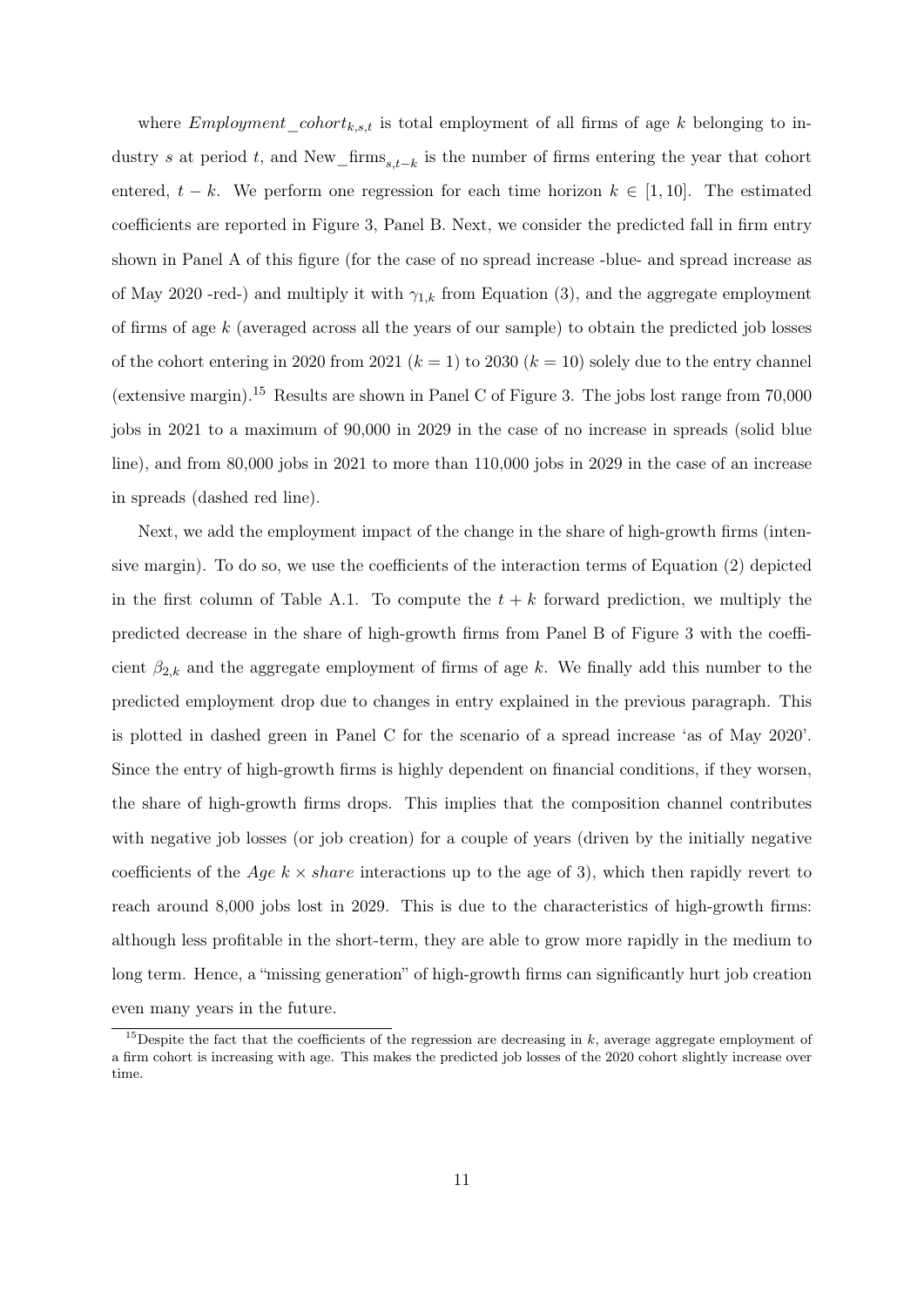where $Employment\_cohort_{k,s,t}$ is total employment of all firms of age $k$ belonging to industry $s$ at period $t$, and $\text{New\_firms}_{s,t-k}$ is the number of firms entering the year that cohort entered, $t-k$. We perform one regression for each time horizon $k \in [1, 10]$. The estimated coefficients are reported in Figure 3, Panel B. Next, we consider the predicted fall in firm entry shown in Panel A of this figure (for the case of no spread increase -blue- and spread increase as of May 2020 -red-) and multiply it with $\gamma_{1,k}$ from Equation (3), and the aggregate employment of firms of age $k$ (averaged across all the years of our sample) to obtain the predicted job losses of the cohort entering in 2020 from 2021 ($k = 1$) to 2030 ($k = 10$) solely due to the entry channel (extensive margin).[15] Results are shown in Panel C of Figure 3. The jobs lost range from 70,000 jobs in 2021 to a maximum of 90,000 in 2029 in the case of no increase in spreads (solid blue line), and from 80,000 jobs in 2021 to more than 110,000 jobs in 2029 in the case of an increase in spreads (dashed red line).

Next, we add the employment impact of the change in the share of high-growth firms (intensive margin). To do so, we use the coefficients of the interaction terms of Equation (2) depicted in the first column of Table A.1. To compute the $t + k$ forward prediction, we multiply the predicted decrease in the share of high-growth firms from Panel B of Figure 3 with the coefficient $\beta_{2,k}$ and the aggregate employment of firms of age $k$. We finally add this number to the predicted employment drop due to changes in entry explained in the previous paragraph. This is plotted in dashed green in Panel C for the scenario of a spread increase 'as of May 2020'. Since the entry of high-growth firms is highly dependent on financial conditions, if they worsen, the share of high-growth firms drops. This implies that the composition channel contributes with negative job losses (or job creation) for a couple of years (driven by the initially negative coefficients of the $Age\ k \times share$ interactions up to the age of 3), which then rapidly revert to reach around 8,000 jobs lost in 2029. This is due to the characteristics of high-growth firms: although less profitable in the short-term, they are able to grow more rapidly in the medium to long term. Hence, a "missing generation" of high-growth firms can significantly hurt job creation even many years in the future.

[15] Despite the fact that the coefficients of the regression are decreasing in $k$, average aggregate employment of a firm cohort is increasing with age. This makes the predicted job losses of the 2020 cohort slightly increase over time.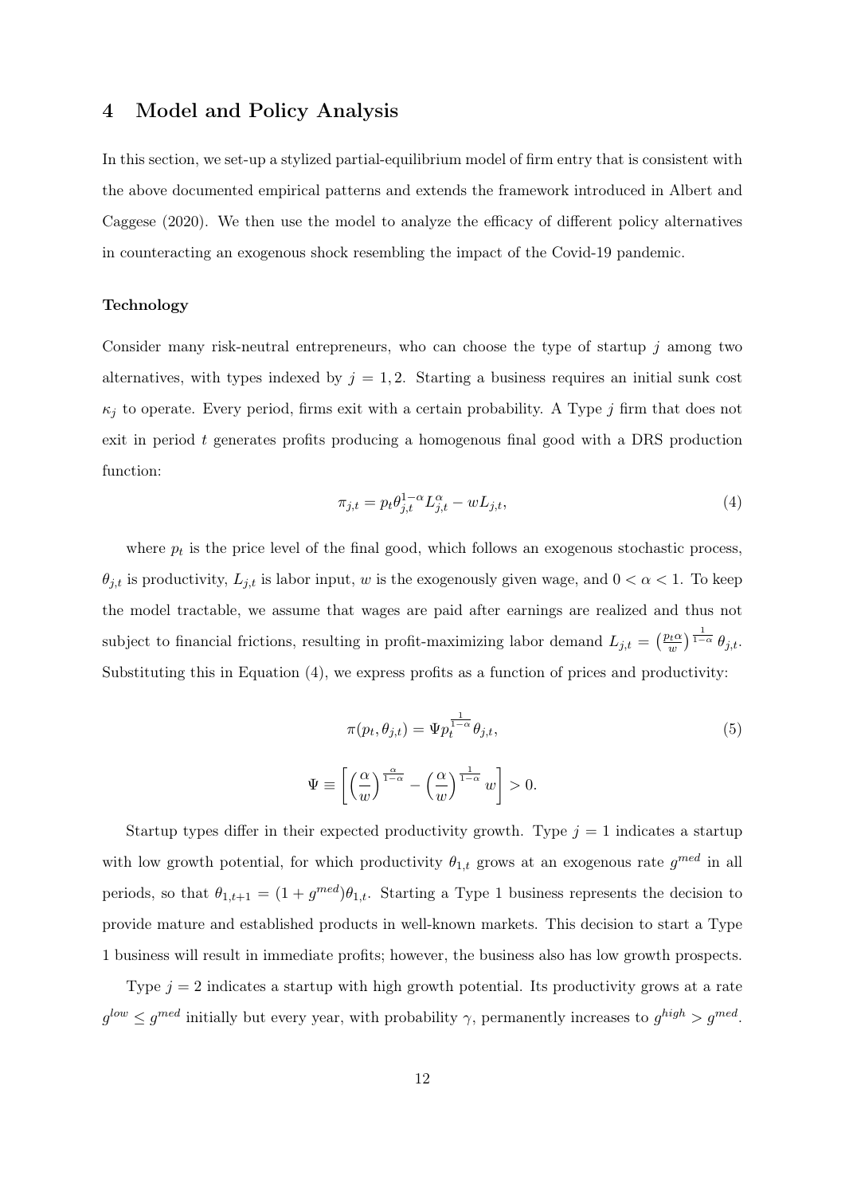## 4 Model and Policy Analysis

In this section, we set-up a stylized partial-equilibrium model of firm entry that is consistent with the above documented empirical patterns and extends the framework introduced in Albert and Caggese (2020). We then use the model to analyze the efficacy of different policy alternatives in counteracting an exogenous shock resembling the impact of the Covid-19 pandemic.

**Technology**

Consider many risk-neutral entrepreneurs, who can choose the type of startup $j$ among two alternatives, with types indexed by $j = 1, 2$. Starting a business requires an initial sunk cost $\kappa_j$ to operate. Every period, firms exit with a certain probability. A Type $j$ firm that does not exit in period $t$ generates profits producing a homogenous final good with a DRS production function:

$$\pi_{j,t} = p_t \theta_{j,t}^{1-\alpha} L_{j,t}^{\alpha} - w L_{j,t}, \tag{4}$$

where $p_t$ is the price level of the final good, which follows an exogenous stochastic process, $\theta_{j,t}$ is productivity, $L_{j,t}$ is labor input, $w$ is the exogenously given wage, and $0 < \alpha < 1$. To keep the model tractable, we assume that wages are paid after earnings are realized and thus not subject to financial frictions, resulting in profit-maximizing labor demand $L_{j,t} = \left(\frac{p_t \alpha}{w}\right)^{\frac{1}{1-\alpha}} \theta_{j,t}$. Substituting this in Equation (4), we express profits as a function of prices and productivity:

$$\pi(p_t, \theta_{j,t}) = \Psi p_t^{\frac{1}{1-\alpha}} \theta_{j,t}, \tag{5}$$

$$\Psi \equiv \left[ \left(\frac{\alpha}{w}\right)^{\frac{\alpha}{1-\alpha}} - \left(\frac{\alpha}{w}\right)^{\frac{1}{1-\alpha}} w \right] > 0.$$

Startup types differ in their expected productivity growth. Type $j = 1$ indicates a startup with low growth potential, for which productivity $\theta_{1,t}$ grows at an exogenous rate $g^{med}$ in all periods, so that $\theta_{1,t+1} = (1 + g^{med})\theta_{1,t}$. Starting a Type 1 business represents the decision to provide mature and established products in well-known markets. This decision to start a Type 1 business will result in immediate profits; however, the business also has low growth prospects.

Type $j = 2$ indicates a startup with high growth potential. Its productivity grows at a rate $g^{low} \leq g^{med}$ initially but every year, with probability $\gamma$, permanently increases to $g^{high} > g^{med}$.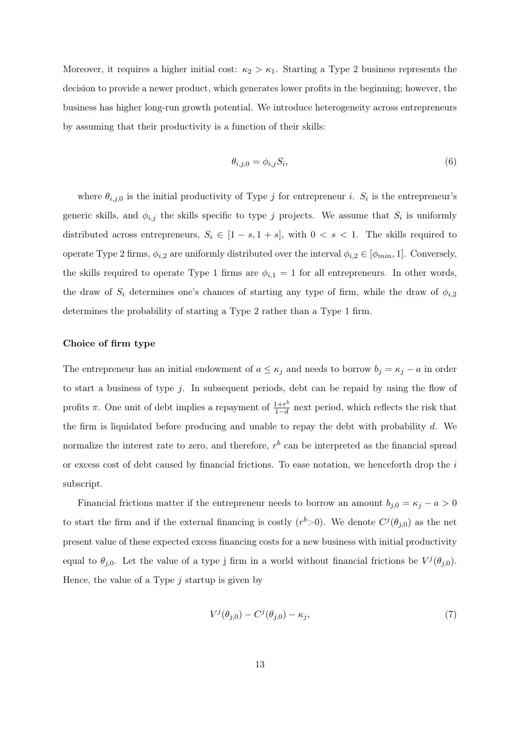Moreover, it requires a higher initial cost: $\kappa_2 > \kappa_1$. Starting a Type 2 business represents the decision to provide a newer product, which generates lower profits in the beginning; however, the business has higher long-run growth potential. We introduce heterogeneity across entrepreneurs by assuming that their productivity is a function of their skills:

$$\theta_{i,j,0} = \phi_{i,j} S_i, \tag{6}$$

where $\theta_{i,j,0}$ is the initial productivity of Type $j$ for entrepreneur $i$. $S_i$ is the entrepreneur's generic skills, and $\phi_{i,j}$ the skills specific to type $j$ projects. We assume that $S_i$ is uniformly distributed across entrepreneurs, $S_i \in [1-s, 1+s]$, with $0 < s < 1$. The skills required to operate Type 2 firms, $\phi_{i,2}$ are uniformly distributed over the interval $\phi_{i,2} \in [\phi_{min}, 1]$. Conversely, the skills required to operate Type 1 firms are $\phi_{i,1} = 1$ for all entrepreneurs. In other words, the draw of $S_i$ determines one's chances of starting any type of firm, while the draw of $\phi_{i,2}$ determines the probability of starting a Type 2 rather than a Type 1 firm.

**Choice of firm type**

The entrepreneur has an initial endowment of $a \leq \kappa_j$ and needs to borrow $b_j = \kappa_j - a$ in order to start a business of type $j$. In subsequent periods, debt can be repaid by using the flow of profits $\pi$. One unit of debt implies a repayment of $\frac{1+r^b}{1-d}$ next period, which reflects the risk that the firm is liquidated before producing and unable to repay the debt with probability $d$. We normalize the interest rate to zero, and therefore, $r^b$ can be interpreted as the financial spread or excess cost of debt caused by financial frictions. To ease notation, we henceforth drop the $i$ subscript.

Financial frictions matter if the entrepreneur needs to borrow an amount $b_{j,0} = \kappa_j - a > 0$ to start the firm and if the external financing is costly ($r^b > 0$). We denote $C^j(\theta_{j,0})$ as the net present value of these expected excess financing costs for a new business with initial productivity equal to $\theta_{j,0}$. Let the value of a type j firm in a world without financial frictions be $V^j(\theta_{j,0})$. Hence, the value of a Type $j$ startup is given by

$$V^j(\theta_{j,0}) - C^j(\theta_{j,0}) - \kappa_j, \tag{7}$$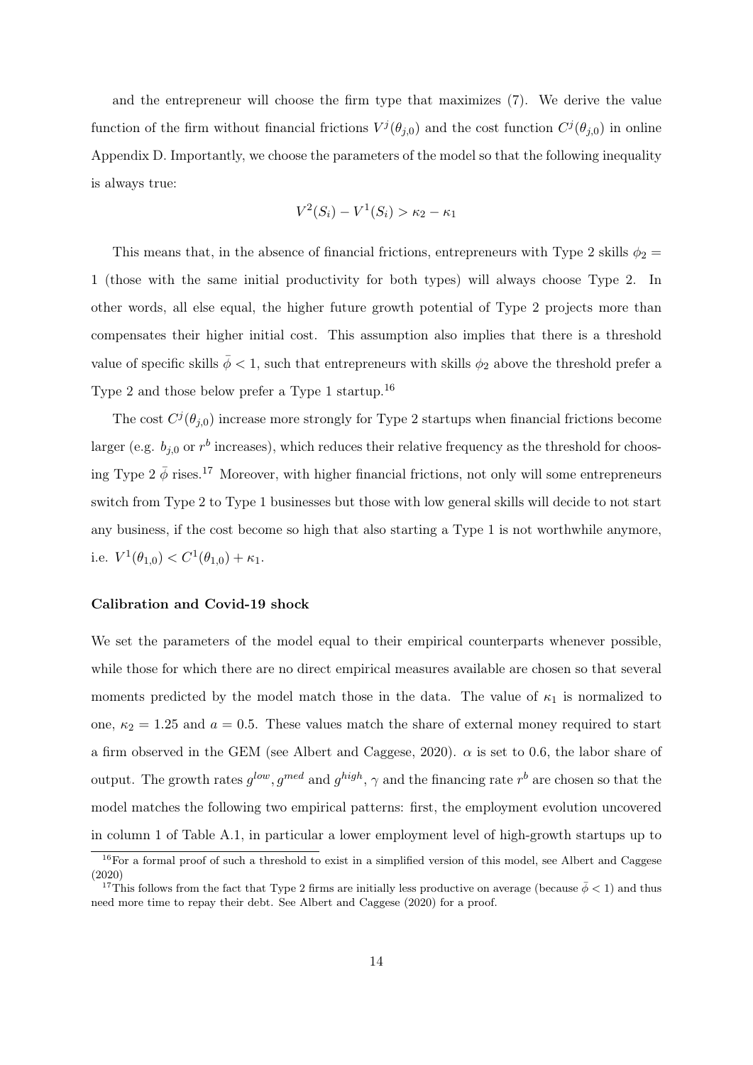and the entrepreneur will choose the firm type that maximizes (7). We derive the value function of the firm without financial frictions $V^j(\theta_{j,0})$ and the cost function $C^j(\theta_{j,0})$ in online Appendix D. Importantly, we choose the parameters of the model so that the following inequality is always true:

$$V^2(S_i) - V^1(S_i) > \kappa_2 - \kappa_1$$

This means that, in the absence of financial frictions, entrepreneurs with Type 2 skills $\phi_2 = 1$ (those with the same initial productivity for both types) will always choose Type 2. In other words, all else equal, the higher future growth potential of Type 2 projects more than compensates their higher initial cost. This assumption also implies that there is a threshold value of specific skills $\bar{\phi} < 1$, such that entrepreneurs with skills $\phi_2$ above the threshold prefer a Type 2 and those below prefer a Type 1 startup.[16]

The cost $C^j(\theta_{j,0})$ increase more strongly for Type 2 startups when financial frictions become larger (e.g. $b_{j,0}$ or $r^b$ increases), which reduces their relative frequency as the threshold for choosing Type 2 $\bar{\phi}$ rises.[17] Moreover, with higher financial frictions, not only will some entrepreneurs switch from Type 2 to Type 1 businesses but those with low general skills will decide to not start any business, if the cost become so high that also starting a Type 1 is not worthwhile anymore, i.e. $V^1(\theta_{1,0}) < C^1(\theta_{1,0}) + \kappa_1$.

**Calibration and Covid-19 shock**

We set the parameters of the model equal to their empirical counterparts whenever possible, while those for which there are no direct empirical measures available are chosen so that several moments predicted by the model match those in the data. The value of $\kappa_1$ is normalized to one, $\kappa_2 = 1.25$ and $a = 0.5$. These values match the share of external money required to start a firm observed in the GEM (see Albert and Caggese, 2020). $\alpha$ is set to 0.6, the labor share of output. The growth rates $g^{low}, g^{med}$ and $g^{high}$, $\gamma$ and the financing rate $r^b$ are chosen so that the model matches the following two empirical patterns: first, the employment evolution uncovered in column 1 of Table A.1, in particular a lower employment level of high-growth startups up to

[16] For a formal proof of such a threshold to exist in a simplified version of this model, see Albert and Caggese (2020)

[17] This follows from the fact that Type 2 firms are initially less productive on average (because $\bar{\phi} < 1$) and thus need more time to repay their debt. See Albert and Caggese (2020) for a proof.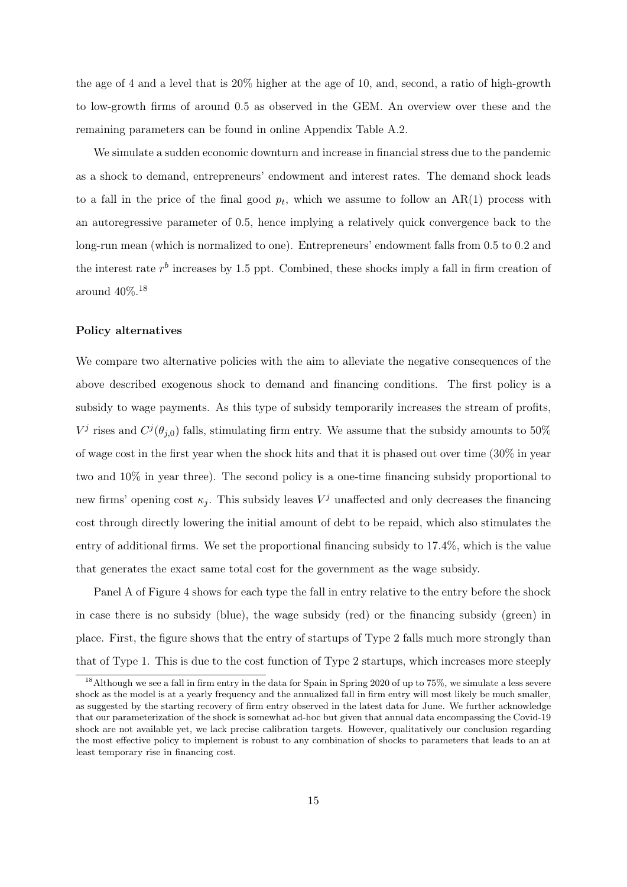the age of 4 and a level that is 20% higher at the age of 10, and, second, a ratio of high-growth to low-growth firms of around 0.5 as observed in the GEM. An overview over these and the remaining parameters can be found in online Appendix Table A.2.

We simulate a sudden economic downturn and increase in financial stress due to the pandemic as a shock to demand, entrepreneurs' endowment and interest rates. The demand shock leads to a fall in the price of the final good $p_t$, which we assume to follow an AR(1) process with an autoregressive parameter of 0.5, hence implying a relatively quick convergence back to the long-run mean (which is normalized to one). Entrepreneurs' endowment falls from 0.5 to 0.2 and the interest rate $r^b$ increases by 1.5 ppt. Combined, these shocks imply a fall in firm creation of around 40%.[18]

**Policy alternatives**

We compare two alternative policies with the aim to alleviate the negative consequences of the above described exogenous shock to demand and financing conditions. The first policy is a subsidy to wage payments. As this type of subsidy temporarily increases the stream of profits, $V^j$ rises and $C^j(\theta_{j,0})$ falls, stimulating firm entry. We assume that the subsidy amounts to 50% of wage cost in the first year when the shock hits and that it is phased out over time (30% in year two and 10% in year three). The second policy is a one-time financing subsidy proportional to new firms' opening cost $\kappa_j$. This subsidy leaves $V^j$ unaffected and only decreases the financing cost through directly lowering the initial amount of debt to be repaid, which also stimulates the entry of additional firms. We set the proportional financing subsidy to 17.4%, which is the value that generates the exact same total cost for the government as the wage subsidy.

Panel A of Figure 4 shows for each type the fall in entry relative to the entry before the shock in case there is no subsidy (blue), the wage subsidy (red) or the financing subsidy (green) in place. First, the figure shows that the entry of startups of Type 2 falls much more strongly than that of Type 1. This is due to the cost function of Type 2 startups, which increases more steeply

[18] Although we see a fall in firm entry in the data for Spain in Spring 2020 of up to 75%, we simulate a less severe shock as the model is at a yearly frequency and the annualized fall in firm entry will most likely be much smaller, as suggested by the starting recovery of firm entry observed in the latest data for June. We further acknowledge that our parameterization of the shock is somewhat ad-hoc but given that annual data encompassing the Covid-19 shock are not available yet, we lack precise calibration targets. However, qualitatively our conclusion regarding the most effective policy to implement is robust to any combination of shocks to parameters that leads to an at least temporary rise in financing cost.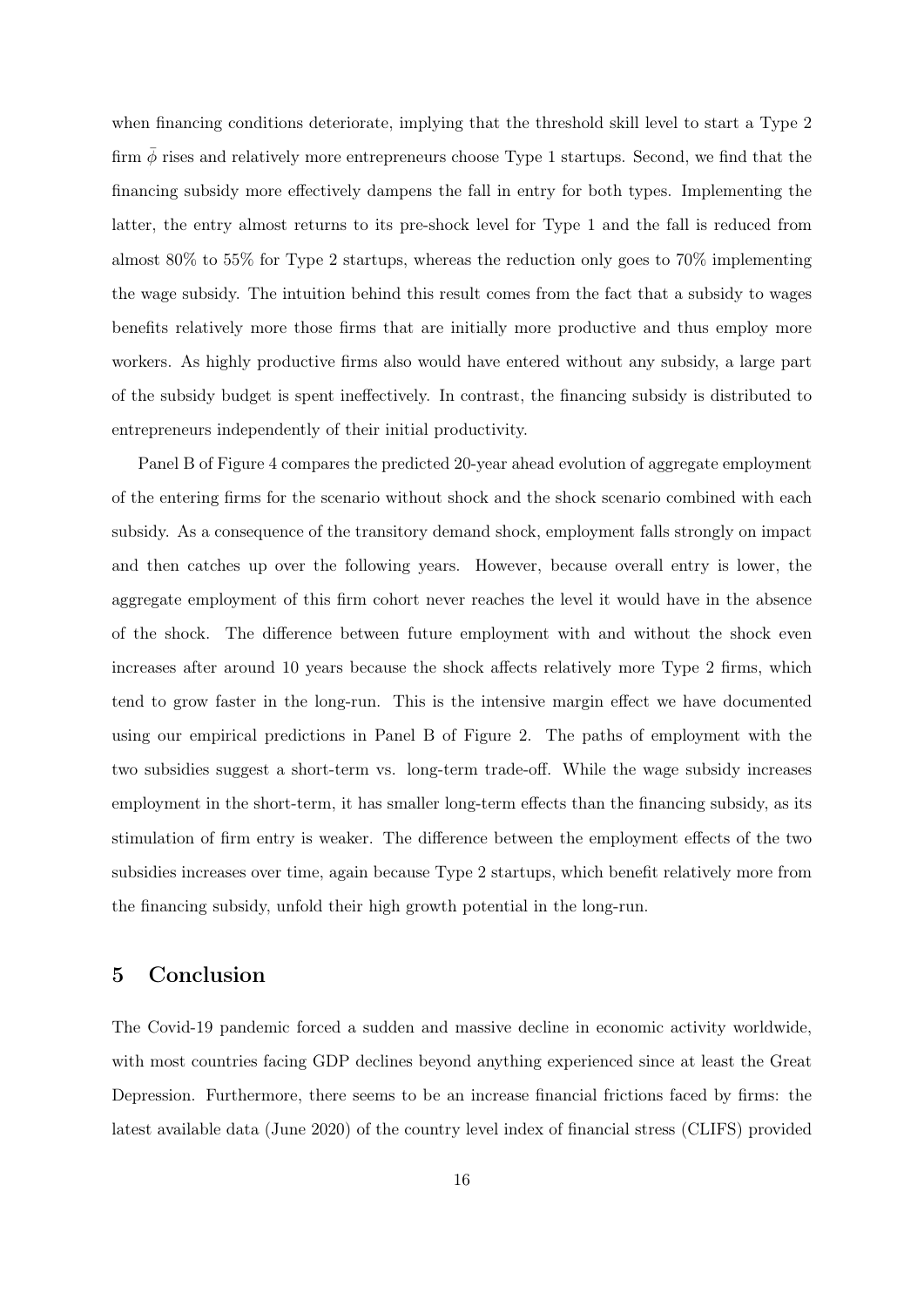when financing conditions deteriorate, implying that the threshold skill level to start a Type 2 firm $\bar{\phi}$ rises and relatively more entrepreneurs choose Type 1 startups. Second, we find that the financing subsidy more effectively dampens the fall in entry for both types. Implementing the latter, the entry almost returns to its pre-shock level for Type 1 and the fall is reduced from almost 80% to 55% for Type 2 startups, whereas the reduction only goes to 70% implementing the wage subsidy. The intuition behind this result comes from the fact that a subsidy to wages benefits relatively more those firms that are initially more productive and thus employ more workers. As highly productive firms also would have entered without any subsidy, a large part of the subsidy budget is spent ineffectively. In contrast, the financing subsidy is distributed to entrepreneurs independently of their initial productivity.

Panel B of Figure 4 compares the predicted 20-year ahead evolution of aggregate employment of the entering firms for the scenario without shock and the shock scenario combined with each subsidy. As a consequence of the transitory demand shock, employment falls strongly on impact and then catches up over the following years. However, because overall entry is lower, the aggregate employment of this firm cohort never reaches the level it would have in the absence of the shock. The difference between future employment with and without the shock even increases after around 10 years because the shock affects relatively more Type 2 firms, which tend to grow faster in the long-run. This is the intensive margin effect we have documented using our empirical predictions in Panel B of Figure 2. The paths of employment with the two subsidies suggest a short-term vs. long-term trade-off. While the wage subsidy increases employment in the short-term, it has smaller long-term effects than the financing subsidy, as its stimulation of firm entry is weaker. The difference between the employment effects of the two subsidies increases over time, again because Type 2 startups, which benefit relatively more from the financing subsidy, unfold their high growth potential in the long-run.

## 5 Conclusion

The Covid-19 pandemic forced a sudden and massive decline in economic activity worldwide, with most countries facing GDP declines beyond anything experienced since at least the Great Depression. Furthermore, there seems to be an increase financial frictions faced by firms: the latest available data (June 2020) of the country level index of financial stress (CLIFS) provided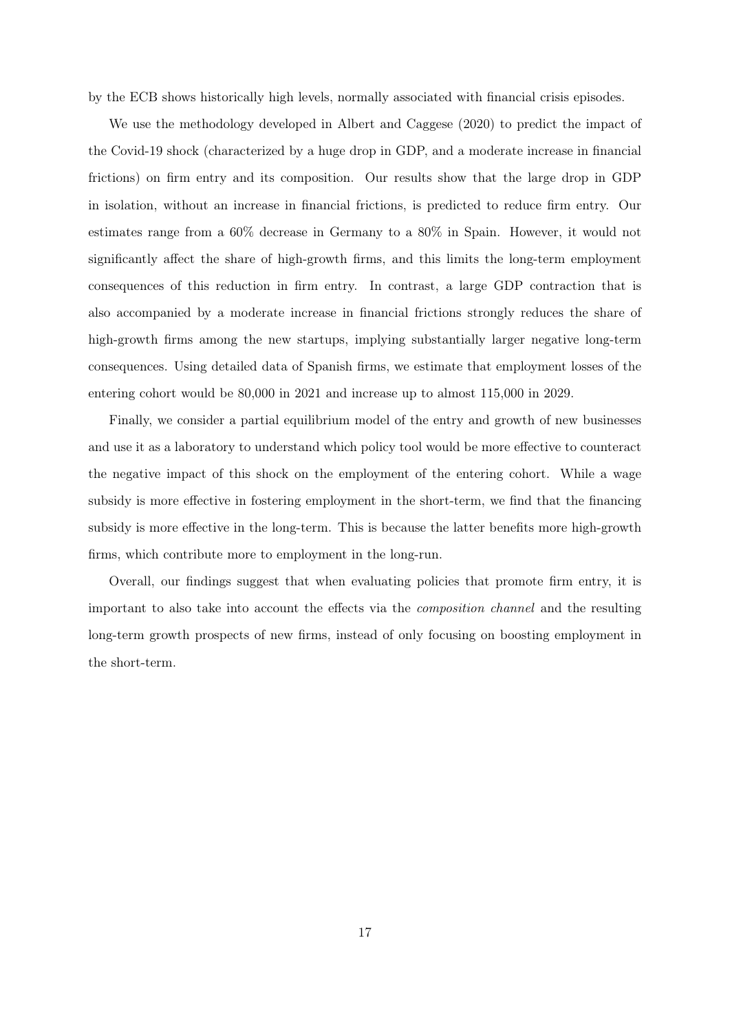by the ECB shows historically high levels, normally associated with financial crisis episodes.

We use the methodology developed in Albert and Caggese (2020) to predict the impact of the Covid-19 shock (characterized by a huge drop in GDP, and a moderate increase in financial frictions) on firm entry and its composition. Our results show that the large drop in GDP in isolation, without an increase in financial frictions, is predicted to reduce firm entry. Our estimates range from a 60% decrease in Germany to a 80% in Spain. However, it would not significantly affect the share of high-growth firms, and this limits the long-term employment consequences of this reduction in firm entry. In contrast, a large GDP contraction that is also accompanied by a moderate increase in financial frictions strongly reduces the share of high-growth firms among the new startups, implying substantially larger negative long-term consequences. Using detailed data of Spanish firms, we estimate that employment losses of the entering cohort would be 80,000 in 2021 and increase up to almost 115,000 in 2029.

Finally, we consider a partial equilibrium model of the entry and growth of new businesses and use it as a laboratory to understand which policy tool would be more effective to counteract the negative impact of this shock on the employment of the entering cohort. While a wage subsidy is more effective in fostering employment in the short-term, we find that the financing subsidy is more effective in the long-term. This is because the latter benefits more high-growth firms, which contribute more to employment in the long-run.

Overall, our findings suggest that when evaluating policies that promote firm entry, it is important to also take into account the effects via the *composition channel* and the resulting long-term growth prospects of new firms, instead of only focusing on boosting employment in the short-term.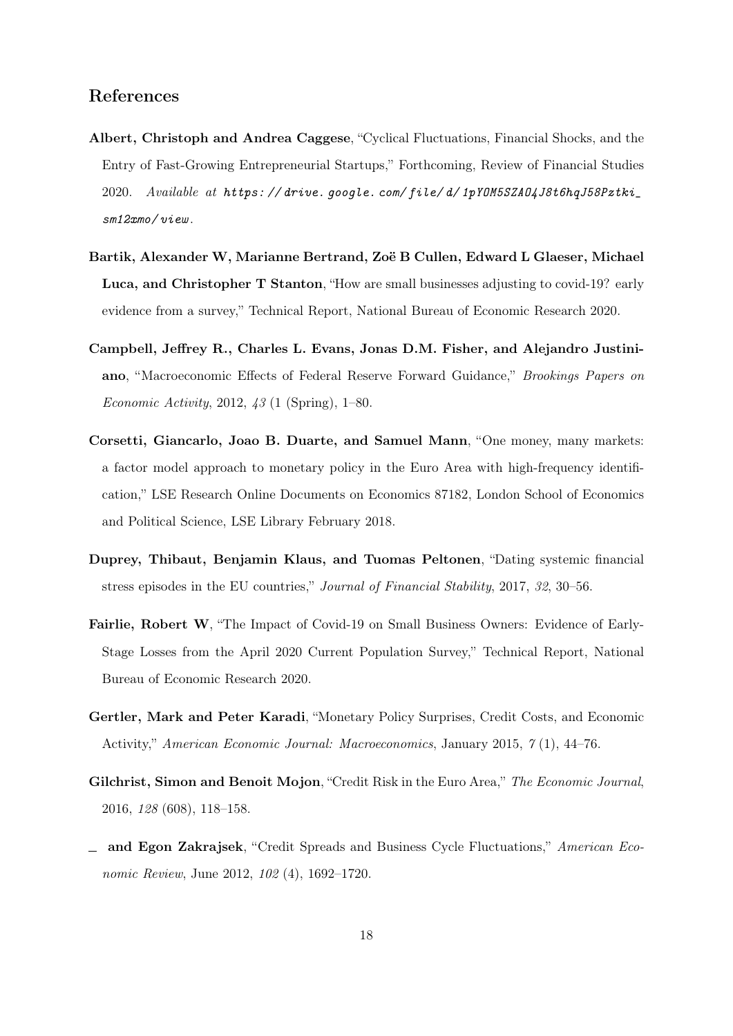## References

**Albert, Christoph and Andrea Caggese**, "Cyclical Fluctuations, Financial Shocks, and the Entry of Fast-Growing Entrepreneurial Startups," Forthcoming, Review of Financial Studies 2020. *Available at https://drive.google.com/file/d/1pYOM5SZA04J8t6hqJ58Pztki_sm12xmo/view.*

**Bartik, Alexander W, Marianne Bertrand, Zoë B Cullen, Edward L Glaeser, Michael Luca, and Christopher T Stanton**, "How are small businesses adjusting to covid-19? early evidence from a survey," Technical Report, National Bureau of Economic Research 2020.

**Campbell, Jeffrey R., Charles L. Evans, Jonas D.M. Fisher, and Alejandro Justiniano**, "Macroeconomic Effects of Federal Reserve Forward Guidance," *Brookings Papers on Economic Activity*, 2012, *43* (1 (Spring), 1–80.

**Corsetti, Giancarlo, Joao B. Duarte, and Samuel Mann**, "One money, many markets: a factor model approach to monetary policy in the Euro Area with high-frequency identification," LSE Research Online Documents on Economics 87182, London School of Economics and Political Science, LSE Library February 2018.

**Duprey, Thibaut, Benjamin Klaus, and Tuomas Peltonen**, "Dating systemic financial stress episodes in the EU countries," *Journal of Financial Stability*, 2017, *32*, 30–56.

**Fairlie, Robert W**, "The Impact of Covid-19 on Small Business Owners: Evidence of Early-Stage Losses from the April 2020 Current Population Survey," Technical Report, National Bureau of Economic Research 2020.

**Gertler, Mark and Peter Karadi**, "Monetary Policy Surprises, Credit Costs, and Economic Activity," *American Economic Journal: Macroeconomics*, January 2015, *7* (1), 44–76.

**Gilchrist, Simon and Benoit Mojon**, "Credit Risk in the Euro Area," *The Economic Journal*, 2016, *128* (608), 118–158.

\_ **and Egon Zakrajsek**, "Credit Spreads and Business Cycle Fluctuations," *American Economic Review*, June 2012, *102* (4), 1692–1720.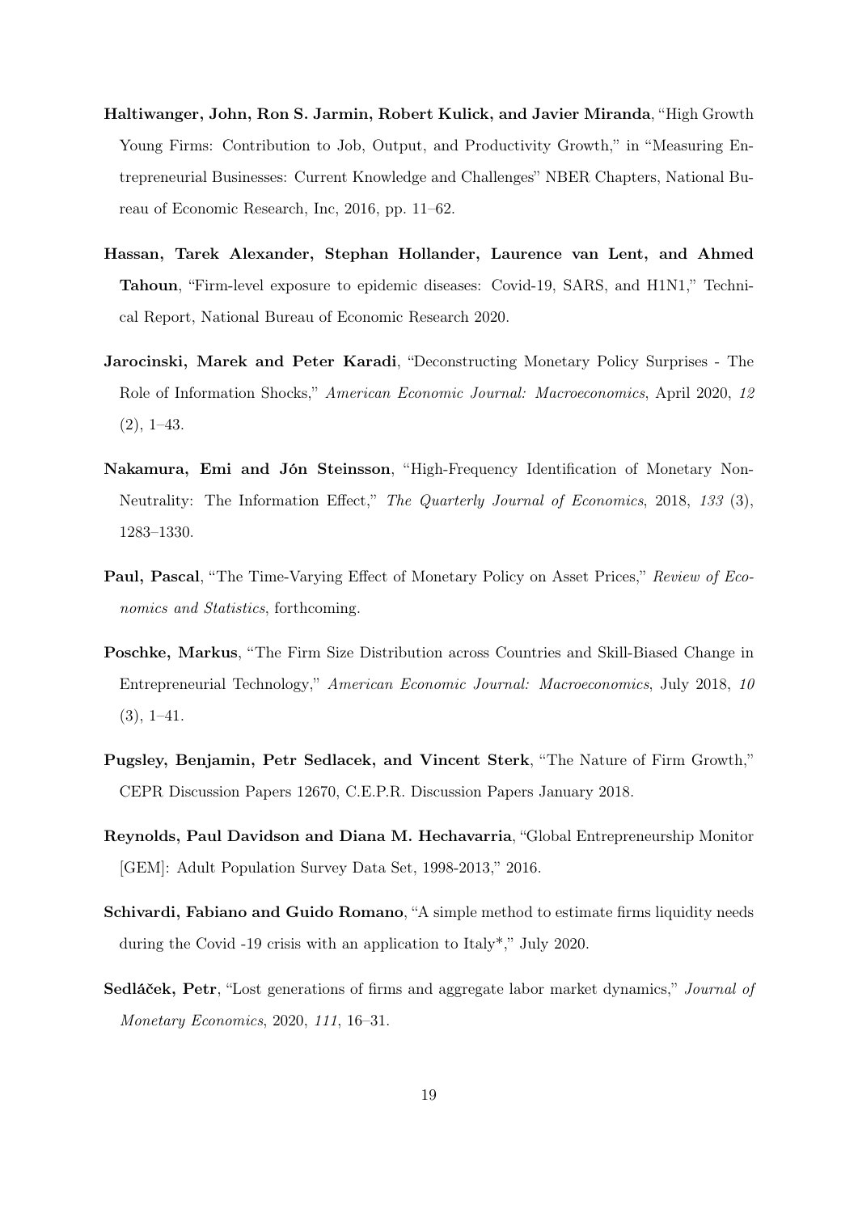**Haltiwanger, John, Ron S. Jarmin, Robert Kulick, and Javier Miranda**, "High Growth Young Firms: Contribution to Job, Output, and Productivity Growth," in "Measuring Entrepreneurial Businesses: Current Knowledge and Challenges" NBER Chapters, National Bureau of Economic Research, Inc, 2016, pp. 11–62.

**Hassan, Tarek Alexander, Stephan Hollander, Laurence van Lent, and Ahmed Tahoun**, "Firm-level exposure to epidemic diseases: Covid-19, SARS, and H1N1," Technical Report, National Bureau of Economic Research 2020.

**Jarocinski, Marek and Peter Karadi**, "Deconstructing Monetary Policy Surprises - The Role of Information Shocks," *American Economic Journal: Macroeconomics*, April 2020, *12* (2), 1–43.

**Nakamura, Emi and Jón Steinsson**, "High-Frequency Identification of Monetary Non-Neutrality: The Information Effect," *The Quarterly Journal of Economics*, 2018, *133* (3), 1283–1330.

**Paul, Pascal**, "The Time-Varying Effect of Monetary Policy on Asset Prices," *Review of Economics and Statistics*, forthcoming.

**Poschke, Markus**, "The Firm Size Distribution across Countries and Skill-Biased Change in Entrepreneurial Technology," *American Economic Journal: Macroeconomics*, July 2018, *10* (3), 1–41.

**Pugsley, Benjamin, Petr Sedlacek, and Vincent Sterk**, "The Nature of Firm Growth," CEPR Discussion Papers 12670, C.E.P.R. Discussion Papers January 2018.

**Reynolds, Paul Davidson and Diana M. Hechavarria**, "Global Entrepreneurship Monitor [GEM]: Adult Population Survey Data Set, 1998-2013," 2016.

**Schivardi, Fabiano and Guido Romano**, "A simple method to estimate firms liquidity needs during the Covid -19 crisis with an application to Italy*," July 2020.

**Sedláček, Petr**, "Lost generations of firms and aggregate labor market dynamics," *Journal of Monetary Economics*, 2020, *111*, 16–31.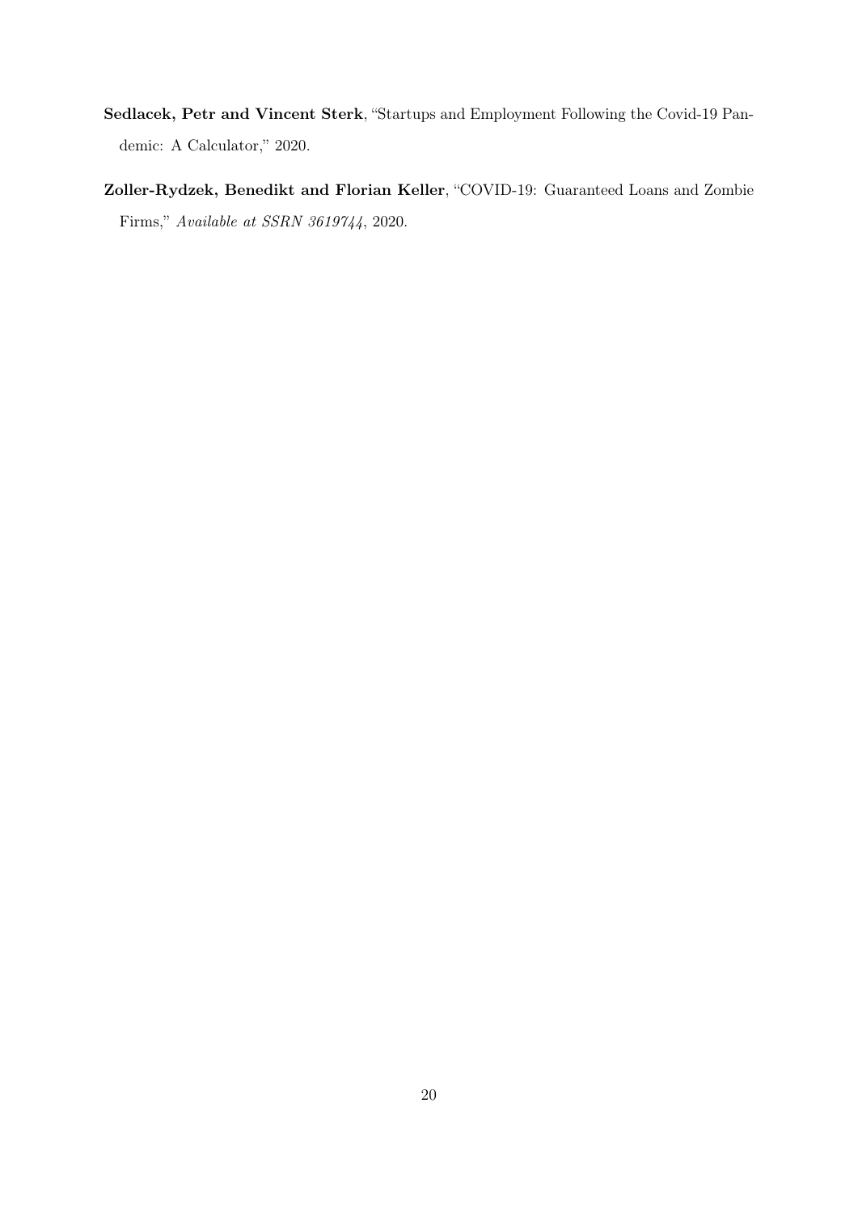**Sedlacek, Petr and Vincent Sterk**, "Startups and Employment Following the Covid-19 Pandemic: A Calculator," 2020.

**Zoller-Rydzek, Benedikt and Florian Keller**, "COVID-19: Guaranteed Loans and Zombie Firms," *Available at SSRN 3619744*, 2020.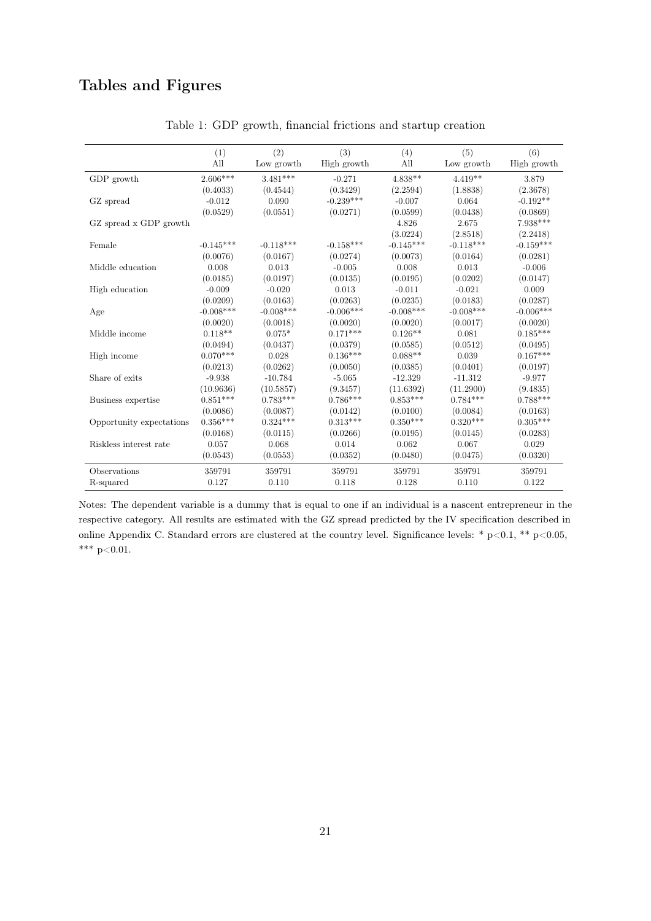# Tables and Figures

Table 1: GDP growth, financial frictions and startup creation

| | (1) | (2) | (3) | (4) | (5) | (6) |
|---|---|---|---|---|---|---|
| | All | Low growth | High growth | All | Low growth | High growth |
| GDP growth | 2.606*** | 3.481*** | -0.271 | 4.838** | 4.419** | 3.879 |
| | (0.4033) | (0.4544) | (0.3429) | (2.2594) | (1.8838) | (2.3678) |
| GZ spread | -0.012 | 0.090 | -0.239*** | -0.007 | 0.064 | -0.192** |
| | (0.0529) | (0.0551) | (0.0271) | (0.0599) | (0.0438) | (0.0869) |
| GZ spread x GDP growth | | | | 4.826 | 2.675 | 7.938*** |
| | | | | (3.0224) | (2.8518) | (2.2418) |
| Female | -0.145*** | -0.118*** | -0.158*** | -0.145*** | -0.118*** | -0.159*** |
| | (0.0076) | (0.0167) | (0.0274) | (0.0073) | (0.0164) | (0.0281) |
| Middle education | 0.008 | 0.013 | -0.005 | 0.008 | 0.013 | -0.006 |
| | (0.0185) | (0.0197) | (0.0135) | (0.0195) | (0.0202) | (0.0147) |
| High education | -0.009 | -0.020 | 0.013 | -0.011 | -0.021 | 0.009 |
| | (0.0209) | (0.0163) | (0.0263) | (0.0235) | (0.0183) | (0.0287) |
| Age | -0.008*** | -0.008*** | -0.006*** | -0.008*** | -0.008*** | -0.006*** |
| | (0.0020) | (0.0018) | (0.0020) | (0.0020) | (0.0017) | (0.0020) |
| Middle income | 0.118** | 0.075* | 0.171*** | 0.126** | 0.081 | 0.185*** |
| | (0.0494) | (0.0437) | (0.0379) | (0.0585) | (0.0512) | (0.0495) |
| High income | 0.070*** | 0.028 | 0.136*** | 0.088** | 0.039 | 0.167*** |
| | (0.0213) | (0.0262) | (0.0050) | (0.0385) | (0.0401) | (0.0197) |
| Share of exits | -9.938 | -10.784 | -5.065 | -12.329 | -11.312 | -9.977 |
| | (10.9636) | (10.5857) | (9.3457) | (11.6392) | (11.2900) | (9.4835) |
| Business expertise | 0.851*** | 0.783*** | 0.786*** | 0.853*** | 0.784*** | 0.788*** |
| | (0.0086) | (0.0087) | (0.0142) | (0.0100) | (0.0084) | (0.0163) |
| Opportunity expectations | 0.356*** | 0.324*** | 0.313*** | 0.350*** | 0.320*** | 0.305*** |
| | (0.0168) | (0.0115) | (0.0266) | (0.0195) | (0.0145) | (0.0283) |
| Riskless interest rate | 0.057 | 0.068 | 0.014 | 0.062 | 0.067 | 0.029 |
| | (0.0543) | (0.0553) | (0.0352) | (0.0480) | (0.0475) | (0.0320) |
| Observations | 359791 | 359791 | 359791 | 359791 | 359791 | 359791 |
| R-squared | 0.127 | 0.110 | 0.118 | 0.128 | 0.110 | 0.122 |

Notes: The dependent variable is a dummy that is equal to one if an individual is a nascent entrepreneur in the respective category. All results are estimated with the GZ spread predicted by the IV specification described in online Appendix C. Standard errors are clustered at the country level. Significance levels: * $p<0.1$, ** $p<0.05$, *** $p<0.01$.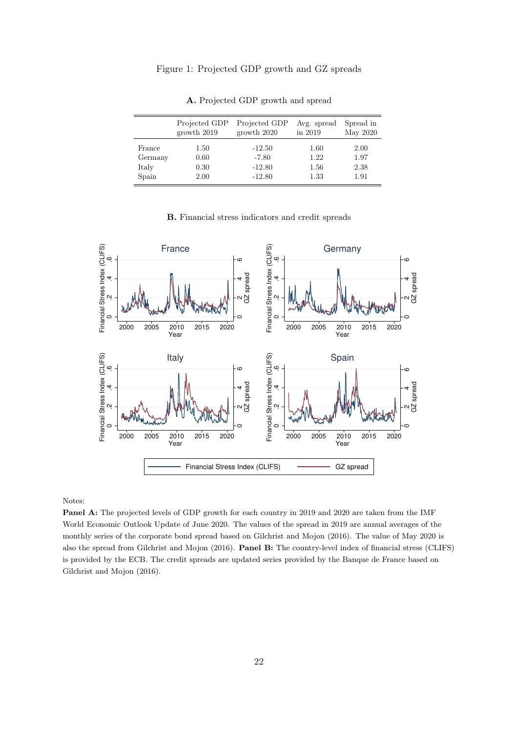Figure 1: Projected GDP growth and GZ spreads

**A.** Projected GDP growth and spread

| | Projected GDP growth 2019 | Projected GDP growth 2020 | Avg. spread in 2019 | Spread in May 2020 |
|---|---|---|---|---|
| France | 1.50 | -12.50 | 1.60 | 2.00 |
| Germany | 0.60 | -7.80 | 1.22 | 1.97 |
| Italy | 0.30 | -12.80 | 1.56 | 2.38 |
| Spain | 2.00 | -12.80 | 1.33 | 1.91 |

**B.** Financial stress indicators and credit spreads

Notes:

**Panel A:** The projected levels of GDP growth for each country in 2019 and 2020 are taken from the IMF World Economic Outlook Update of June 2020. The values of the spread in 2019 are annual averages of the monthly series of the corporate bond spread based on Gilchrist and Mojon (2016). The value of May 2020 is also the spread from Gilchrist and Mojon (2016). **Panel B:** The country-level index of financial stress (CLIFS) is provided by the ECB. The credit spreads are updated series provided by the Banque de France based on Gilchrist and Mojon (2016).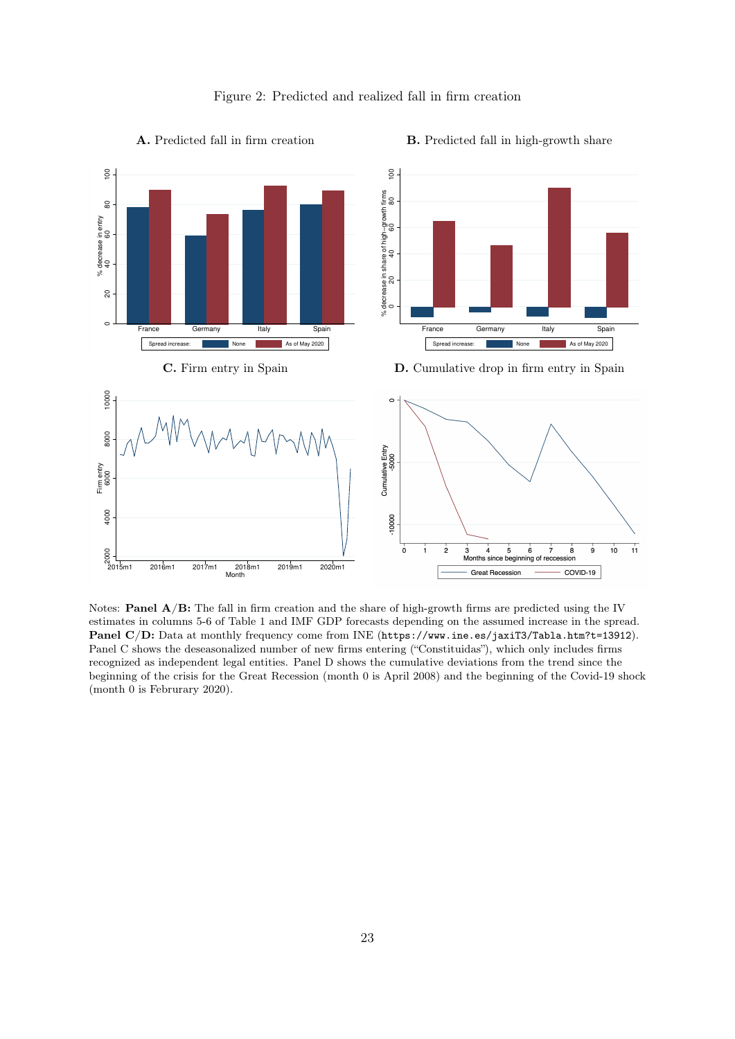Figure 2: Predicted and realized fall in firm creation

**A.** Predicted fall in firm creation

**B.** Predicted fall in high-growth share

**C.** Firm entry in Spain

**D.** Cumulative drop in firm entry in Spain

Notes: **Panel A/B:** The fall in firm creation and the share of high-growth firms are predicted using the IV estimates in columns 5-6 of Table 1 and IMF GDP forecasts depending on the assumed increase in the spread. **Panel C/D:** Data at monthly frequency come from INE (`https://www.ine.es/jaxiT3/Tabla.htm?t=13912`). Panel C shows the deseasonalized number of new firms entering ("Constituidas"), which only includes firms recognized as independent legal entities. Panel D shows the cumulative deviations from the trend since the beginning of the crisis for the Great Recession (month 0 is April 2008) and the beginning of the Covid-19 shock (month 0 is Februrary 2020).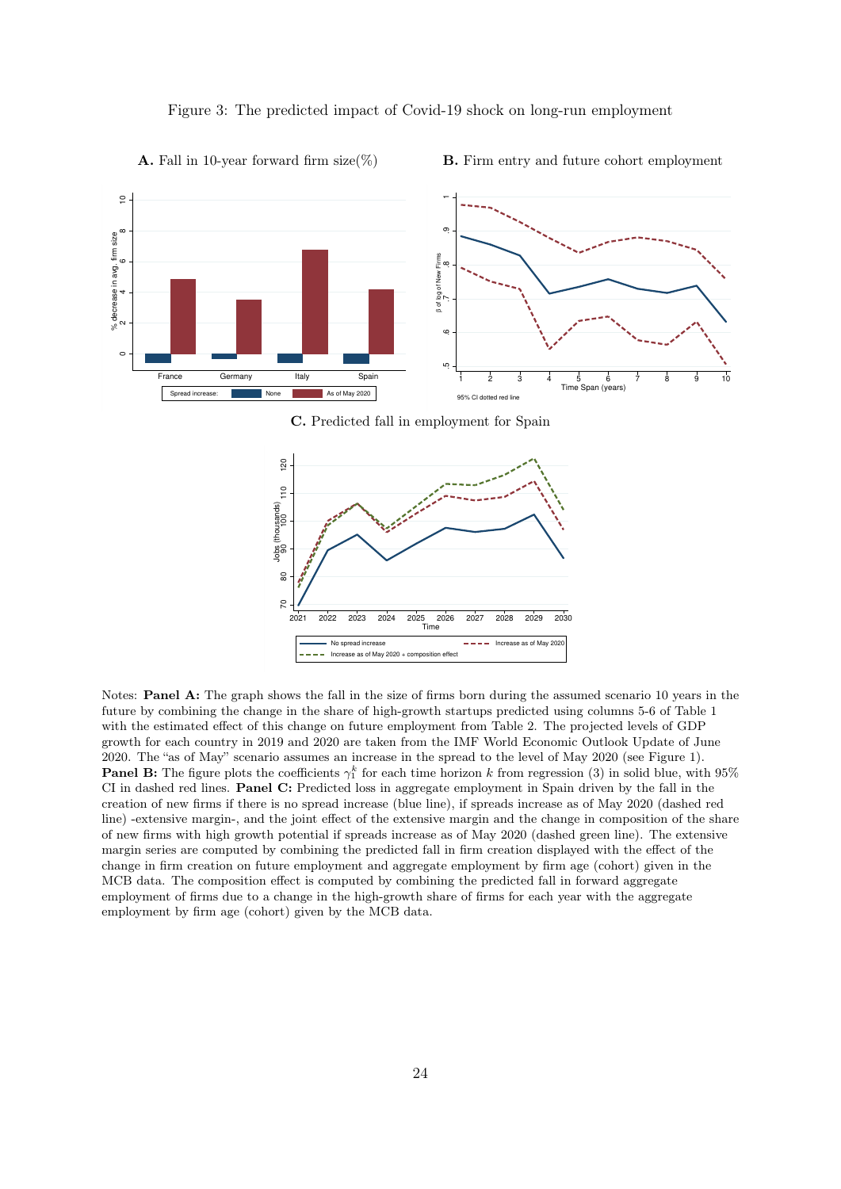Figure 3: The predicted impact of Covid-19 shock on long-run employment

**A.** Fall in 10-year forward firm size(%)

**B.** Firm entry and future cohort employment

**C.** Predicted fall in employment for Spain

Notes: **Panel A:** The graph shows the fall in the size of firms born during the assumed scenario 10 years in the future by combining the change in the share of high-growth startups predicted using columns 5-6 of Table 1 with the estimated effect of this change on future employment from Table 2. The projected levels of GDP growth for each country in 2019 and 2020 are taken from the IMF World Economic Outlook Update of June 2020. The "as of May" scenario assumes an increase in the spread to the level of May 2020 (see Figure 1). **Panel B:** The figure plots the coefficients $\gamma_1^k$ for each time horizon $k$ from regression (3) in solid blue, with 95% CI in dashed red lines. **Panel C:** Predicted loss in aggregate employment in Spain driven by the fall in the creation of new firms if there is no spread increase (blue line), if spreads increase as of May 2020 (dashed red line) -extensive margin-, and the joint effect of the extensive margin and the change in composition of the share of new firms with high growth potential if spreads increase as of May 2020 (dashed green line). The extensive margin series are computed by combining the predicted fall in firm creation displayed with the effect of the change in firm creation on future employment and aggregate employment by firm age (cohort) given in the MCB data. The composition effect is computed by combining the predicted fall in forward aggregate employment of firms due to a change in the high-growth share of firms for each year with the aggregate employment by firm age (cohort) given by the MCB data.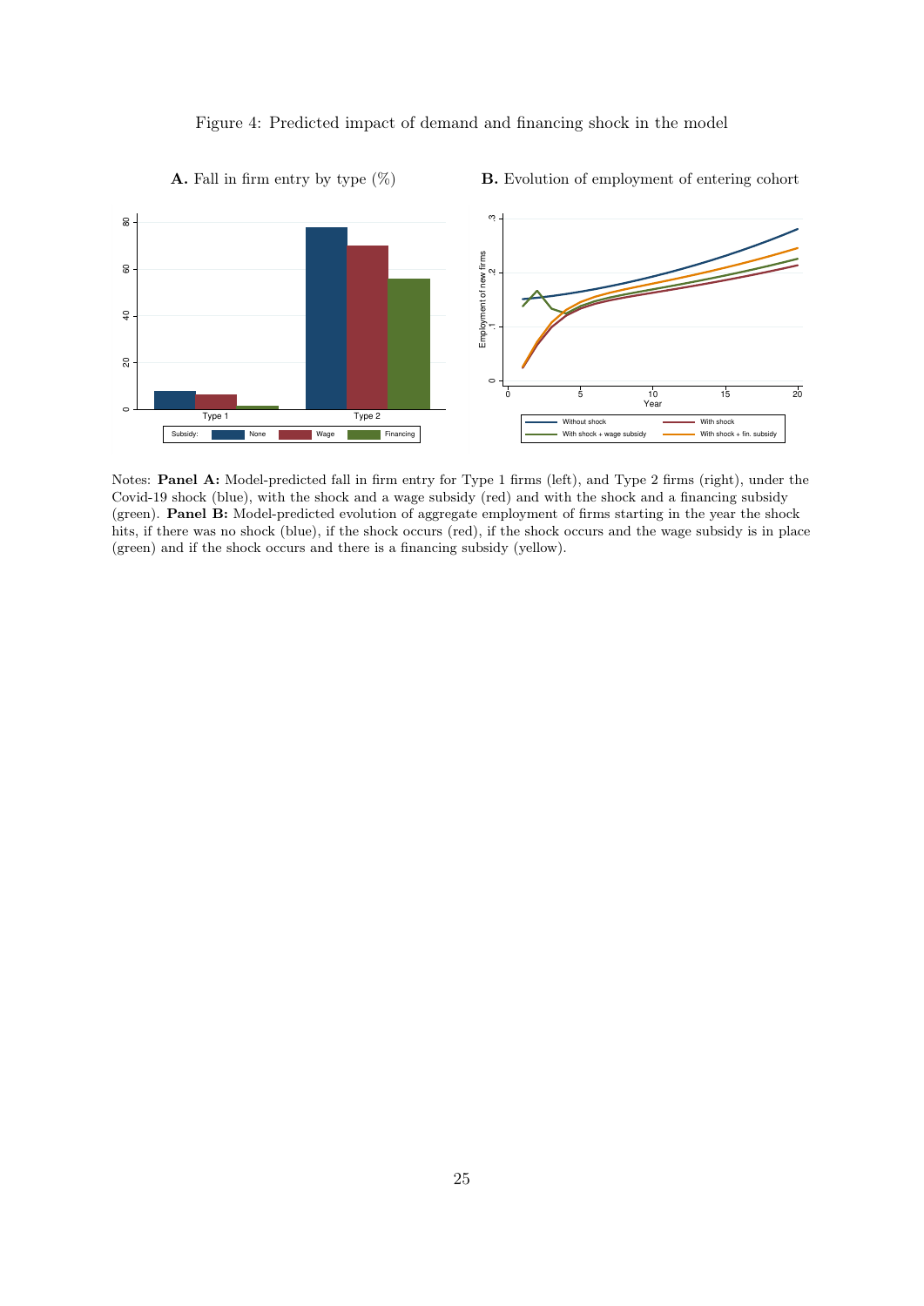Figure 4: Predicted impact of demand and financing shock in the model

**A.** Fall in firm entry by type (%)

**B.** Evolution of employment of entering cohort

Notes: **Panel A:** Model-predicted fall in firm entry for Type 1 firms (left), and Type 2 firms (right), under the Covid-19 shock (blue), with the shock and a wage subsidy (red) and with the shock and a financing subsidy (green). **Panel B:** Model-predicted evolution of aggregate employment of firms starting in the year the shock hits, if there was no shock (blue), if the shock occurs (red), if the shock occurs and the wage subsidy is in place (green) and if the shock occurs and there is a financing subsidy (yellow).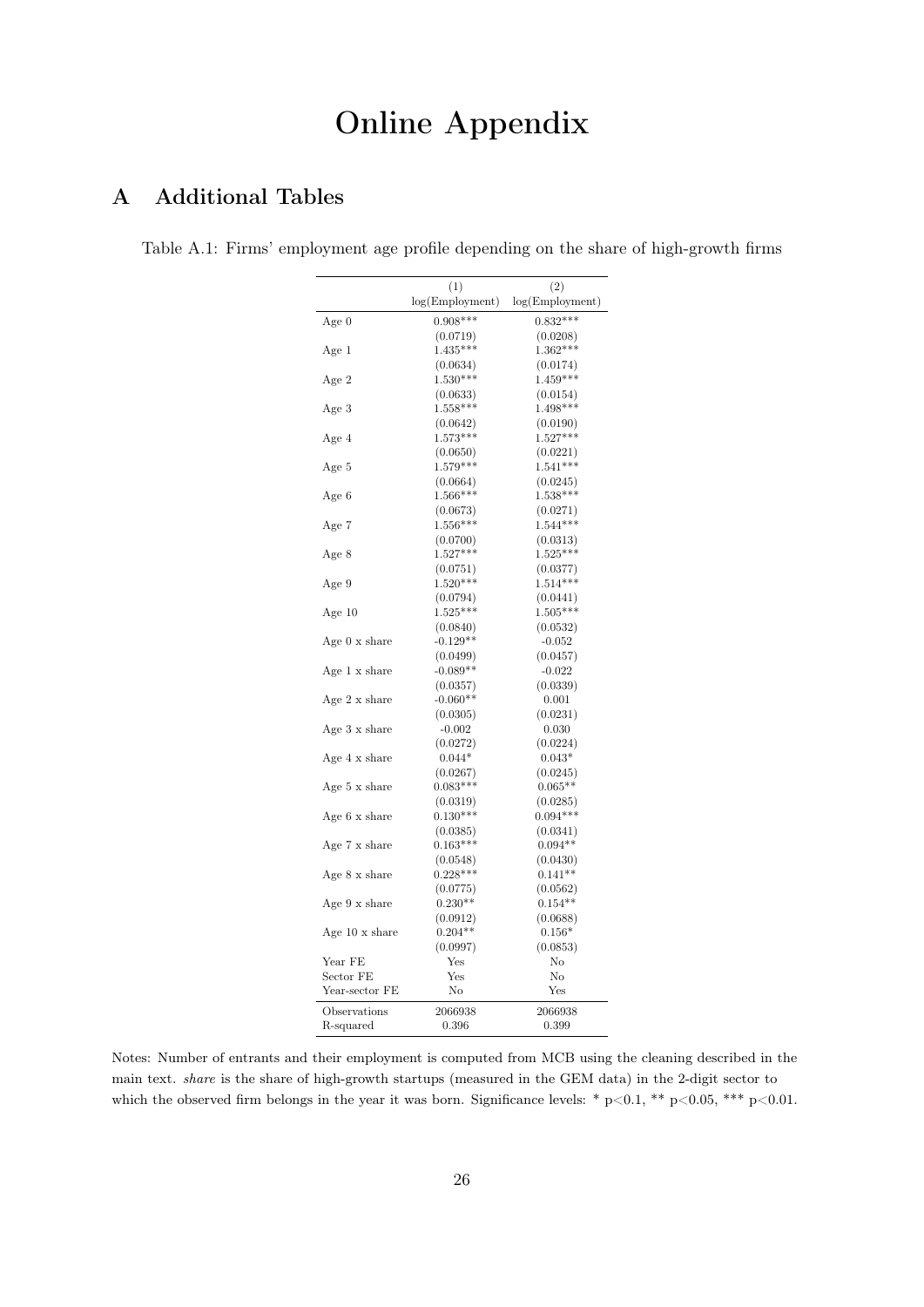# Online Appendix

## A Additional Tables

Table A.1: Firms' employment age profile depending on the share of high-growth firms

| | (1) log(Employment) | (2) log(Employment) |
|---|---|---|
| Age 0 | 0.908*** | 0.832*** |
| | (0.0719) | (0.0208) |
| Age 1 | 1.435*** | 1.362*** |
| | (0.0634) | (0.0174) |
| Age 2 | 1.530*** | 1.459*** |
| | (0.0633) | (0.0154) |
| Age 3 | 1.558*** | 1.498*** |
| | (0.0642) | (0.0190) |
| Age 4 | 1.573*** | 1.527*** |
| | (0.0650) | (0.0221) |
| Age 5 | 1.579*** | 1.541*** |
| | (0.0664) | (0.0245) |
| Age 6 | 1.566*** | 1.538*** |
| | (0.0673) | (0.0271) |
| Age 7 | 1.556*** | 1.544*** |
| | (0.0700) | (0.0313) |
| Age 8 | 1.527*** | 1.525*** |
| | (0.0751) | (0.0377) |
| Age 9 | 1.520*** | 1.514*** |
| | (0.0794) | (0.0441) |
| Age 10 | 1.525*** | 1.505*** |
| | (0.0840) | (0.0532) |
| Age 0 x share | -0.129** | -0.052 |
| | (0.0499) | (0.0457) |
| Age 1 x share | -0.089** | -0.022 |
| | (0.0357) | (0.0339) |
| Age 2 x share | -0.060** | 0.001 |
| | (0.0305) | (0.0231) |
| Age 3 x share | -0.002 | 0.030 |
| | (0.0272) | (0.0224) |
| Age 4 x share | 0.044* | 0.043* |
| | (0.0267) | (0.0245) |
| Age 5 x share | 0.083*** | 0.065** |
| | (0.0319) | (0.0285) |
| Age 6 x share | 0.130*** | 0.094*** |
| | (0.0385) | (0.0341) |
| Age 7 x share | 0.163*** | 0.094** |
| | (0.0548) | (0.0430) |
| Age 8 x share | 0.228*** | 0.141** |
| | (0.0775) | (0.0562) |
| Age 9 x share | 0.230** | 0.154** |
| | (0.0912) | (0.0688) |
| Age 10 x share | 0.204** | 0.156* |
| | (0.0997) | (0.0853) |
| Year FE | Yes | No |
| Sector FE | Yes | No |
| Year-sector FE | No | Yes |
| Observations | 2066938 | 2066938 |
| R-squared | 0.396 | 0.399 |

Notes: Number of entrants and their employment is computed from MCB using the cleaning described in the main text. *share* is the share of high-growth startups (measured in the GEM data) in the 2-digit sector to which the observed firm belongs in the year it was born. Significance levels: * $p<0.1$, ** $p<0.05$, *** $p<0.01$.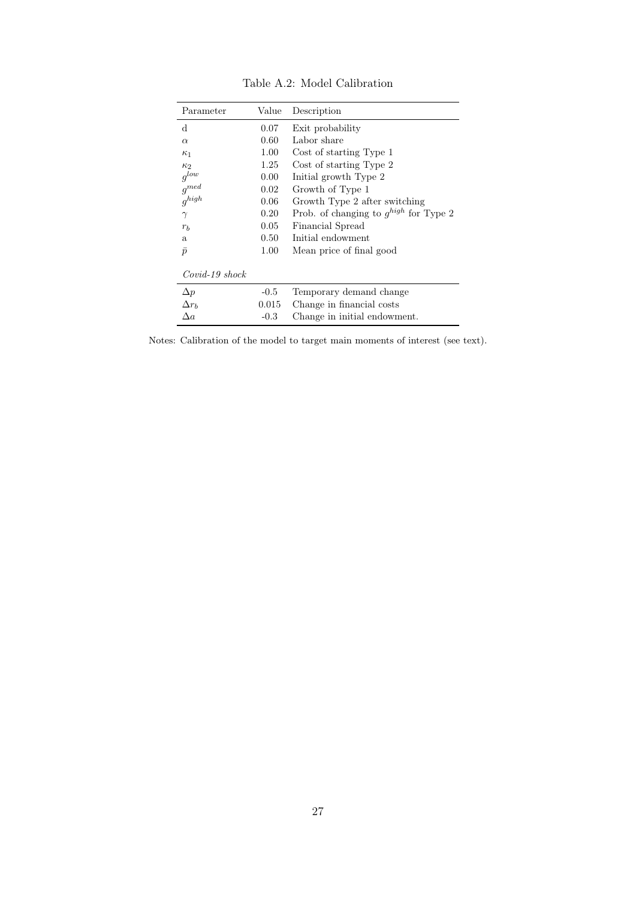Table A.2: Model Calibration

| Parameter | Value | Description |
|---|---|---|
| d | 0.07 | Exit probability |
| $\alpha$ | 0.60 | Labor share |
| $\kappa_1$ | 1.00 | Cost of starting Type 1 |
| $\kappa_2$ | 1.25 | Cost of starting Type 2 |
| $g^{low}$ | 0.00 | Initial growth Type 2 |
| $g^{med}$ | 0.02 | Growth of Type 1 |
| $g^{high}$ | 0.06 | Growth Type 2 after switching |
| $\gamma$ | 0.20 | Prob. of changing to $g^{high}$ for Type 2 |
| $r_b$ | 0.05 | Financial Spread |
| a | 0.50 | Initial endowment |
| $\bar{p}$ | 1.00 | Mean price of final good |
| *Covid-19 shock* | | |
| $\Delta p$ | -0.5 | Temporary demand change |
| $\Delta r_b$ | 0.015 | Change in financial costs |
| $\Delta a$ | -0.3 | Change in initial endowment. |

Notes: Calibration of the model to target main moments of interest (see text).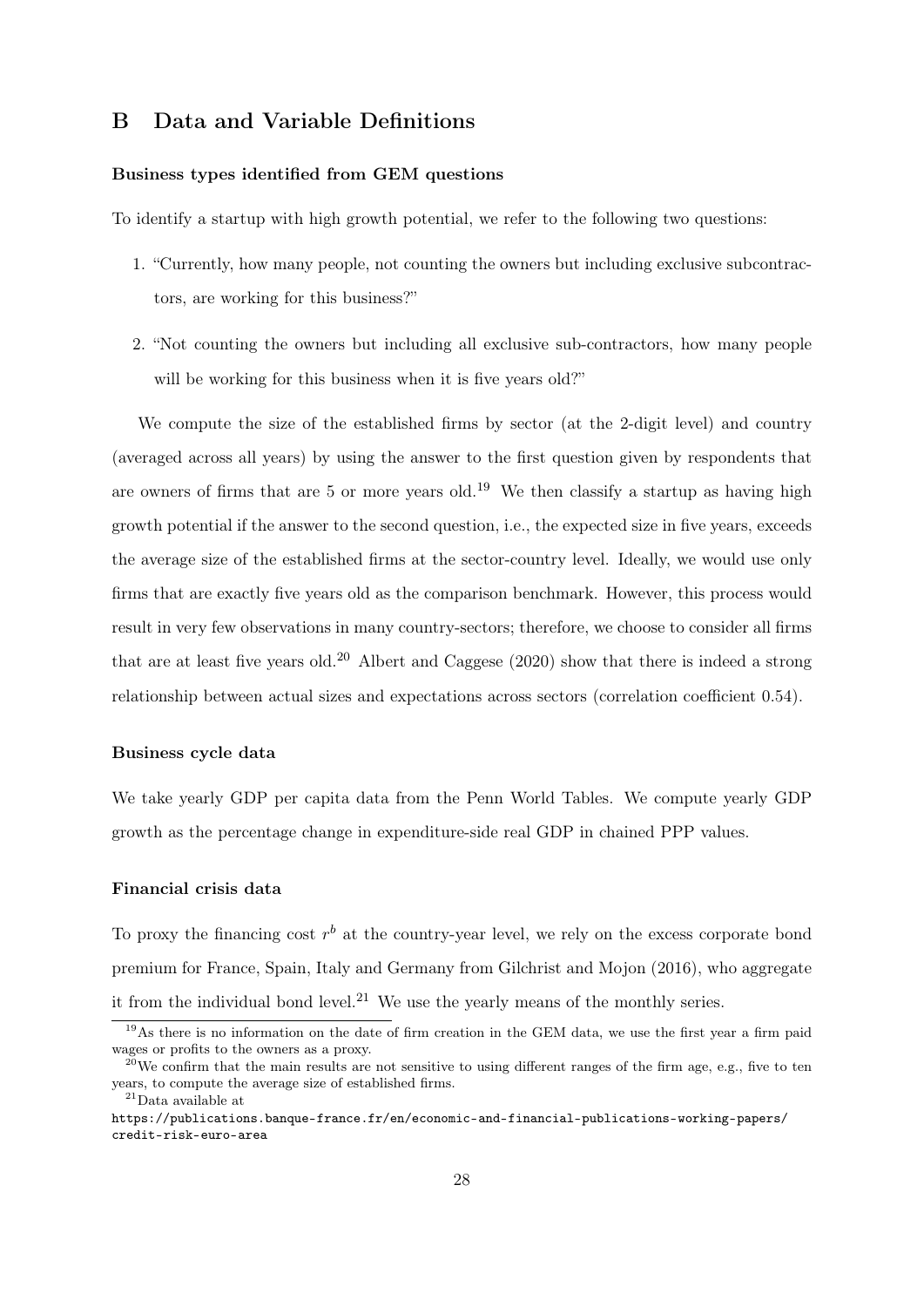## B Data and Variable Definitions

**Business types identified from GEM questions**

To identify a startup with high growth potential, we refer to the following two questions:

1. "Currently, how many people, not counting the owners but including exclusive subcontractors, are working for this business?"
2. "Not counting the owners but including all exclusive sub-contractors, how many people will be working for this business when it is five years old?"

We compute the size of the established firms by sector (at the 2-digit level) and country (averaged across all years) by using the answer to the first question given by respondents that are owners of firms that are 5 or more years old.[19] We then classify a startup as having high growth potential if the answer to the second question, i.e., the expected size in five years, exceeds the average size of the established firms at the sector-country level. Ideally, we would use only firms that are exactly five years old as the comparison benchmark. However, this process would result in very few observations in many country-sectors; therefore, we choose to consider all firms that are at least five years old.[20] Albert and Caggese (2020) show that there is indeed a strong relationship between actual sizes and expectations across sectors (correlation coefficient 0.54).

**Business cycle data**

We take yearly GDP per capita data from the Penn World Tables. We compute yearly GDP growth as the percentage change in expenditure-side real GDP in chained PPP values.

**Financial crisis data**

To proxy the financing cost $r^b$ at the country-year level, we rely on the excess corporate bond premium for France, Spain, Italy and Germany from Gilchrist and Mojon (2016), who aggregate it from the individual bond level.[21] We use the yearly means of the monthly series.

[19] As there is no information on the date of firm creation in the GEM data, we use the first year a firm paid wages or profits to the owners as a proxy.

[20] We confirm that the main results are not sensitive to using different ranges of the firm age, e.g., five to ten years, to compute the average size of established firms.

[21] Data available at https://publications.banque-france.fr/en/economic-and-financial-publications-working-papers/credit-risk-euro-area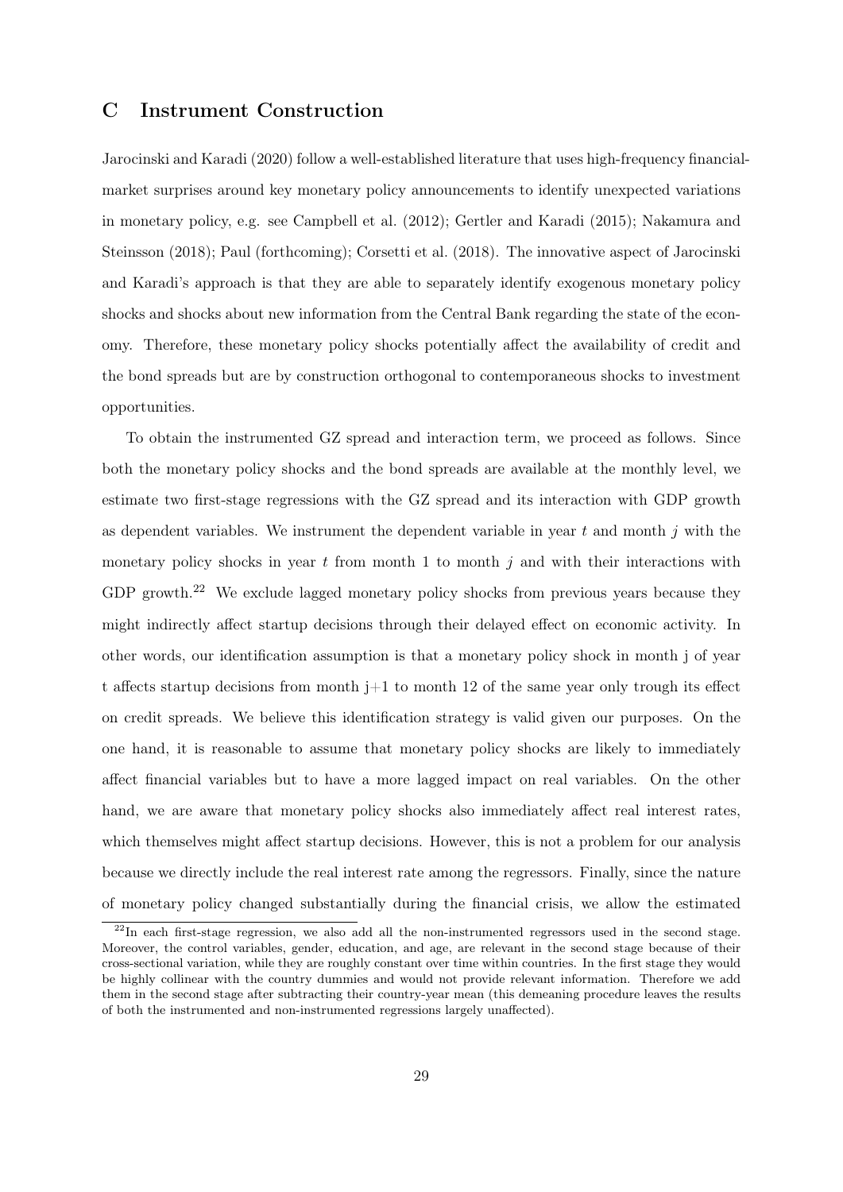## C Instrument Construction

Jarocinski and Karadi (2020) follow a well-established literature that uses high-frequency financial-market surprises around key monetary policy announcements to identify unexpected variations in monetary policy, e.g. see Campbell et al. (2012); Gertler and Karadi (2015); Nakamura and Steinsson (2018); Paul (forthcoming); Corsetti et al. (2018). The innovative aspect of Jarocinski and Karadi's approach is that they are able to separately identify exogenous monetary policy shocks and shocks about new information from the Central Bank regarding the state of the economy. Therefore, these monetary policy shocks potentially affect the availability of credit and the bond spreads but are by construction orthogonal to contemporaneous shocks to investment opportunities.

To obtain the instrumented GZ spread and interaction term, we proceed as follows. Since both the monetary policy shocks and the bond spreads are available at the monthly level, we estimate two first-stage regressions with the GZ spread and its interaction with GDP growth as dependent variables. We instrument the dependent variable in year $t$ and month $j$ with the monetary policy shocks in year $t$ from month 1 to month $j$ and with their interactions with GDP growth.[22] We exclude lagged monetary policy shocks from previous years because they might indirectly affect startup decisions through their delayed effect on economic activity. In other words, our identification assumption is that a monetary policy shock in month j of year t affects startup decisions from month j+1 to month 12 of the same year only trough its effect on credit spreads. We believe this identification strategy is valid given our purposes. On the one hand, it is reasonable to assume that monetary policy shocks are likely to immediately affect financial variables but to have a more lagged impact on real variables. On the other hand, we are aware that monetary policy shocks also immediately affect real interest rates, which themselves might affect startup decisions. However, this is not a problem for our analysis because we directly include the real interest rate among the regressors. Finally, since the nature of monetary policy changed substantially during the financial crisis, we allow the estimated

[22] In each first-stage regression, we also add all the non-instrumented regressors used in the second stage. Moreover, the control variables, gender, education, and age, are relevant in the second stage because of their cross-sectional variation, while they are roughly constant over time within countries. In the first stage they would be highly collinear with the country dummies and would not provide relevant information. Therefore we add them in the second stage after subtracting their country-year mean (this demeaning procedure leaves the results of both the instrumented and non-instrumented regressions largely unaffected).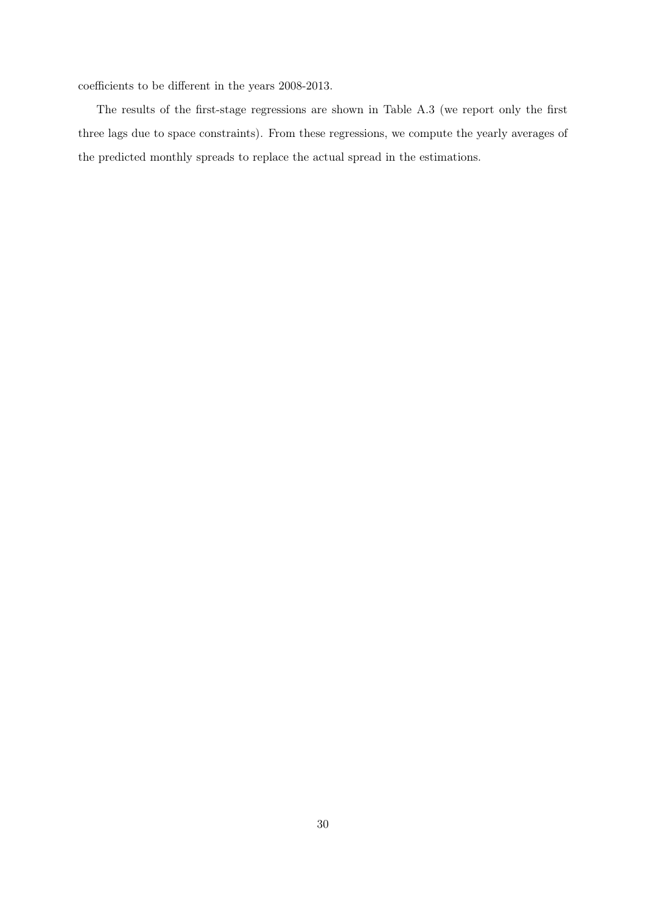coefficients to be different in the years 2008-2013.

The results of the first-stage regressions are shown in Table A.3 (we report only the first three lags due to space constraints). From these regressions, we compute the yearly averages of the predicted monthly spreads to replace the actual spread in the estimations.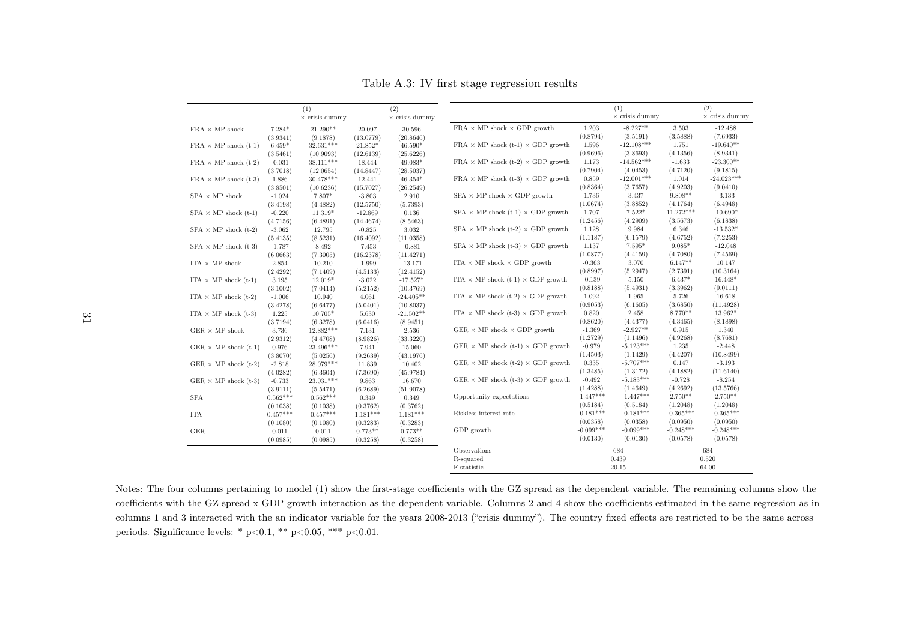Table A.3: IV first stage regression results

| | | (1) $\times$ crisis dummy | | (2) $\times$ crisis dummy |
|---|---|---|---|---|
| FRA $\times$ MP shock | 7.284* | 21.290** | 20.097 | 30.596 |
| | (3.9341) | (9.1878) | (13.0779) | (20.8646) |
| FRA $\times$ MP shock (t-1) | 6.459* | 32.631*** | 21.852* | 46.590* |
| | (3.5461) | (10.9093) | (12.6139) | (25.6226) |
| FRA $\times$ MP shock (t-2) | -0.031 | 38.111*** | 18.444 | 49.083* |
| | (3.7018) | (12.0654) | (14.8447) | (28.5037) |
| FRA $\times$ MP shock (t-3) | 1.886 | 30.478*** | 12.441 | 46.354* |
| | (3.8501) | (10.6236) | (15.7027) | (26.2549) |
| SPA $\times$ MP shock | -1.024 | 7.807* | -3.803 | 2.910 |
| | (3.4198) | (4.4882) | (12.5750) | (5.7393) |
| SPA $\times$ MP shock (t-1) | -0.220 | 11.319* | -12.869 | 0.136 |
| | (4.7156) | (6.4891) | (14.4674) | (8.5463) |
| SPA $\times$ MP shock (t-2) | -3.062 | 12.795 | -0.825 | 3.032 |
| | (5.4135) | (8.5231) | (16.4092) | (11.0358) |
| SPA $\times$ MP shock (t-3) | -1.787 | 8.492 | -7.453 | -0.881 |
| | (6.0663) | (7.3005) | (16.2378) | (11.4271) |
| ITA $\times$ MP shock | 2.854 | 10.210 | -1.999 | -13.171 |
| | (2.4292) | (7.1409) | (4.5133) | (12.4152) |
| ITA $\times$ MP shock (t-1) | 3.195 | 12.019* | -3.022 | -17.527* |
| | (3.1002) | (7.0414) | (5.2152) | (10.3769) |
| ITA $\times$ MP shock (t-2) | -1.006 | 10.940 | 4.061 | -24.405** |
| | (3.4278) | (6.6477) | (5.0401) | (10.8037) |
| ITA $\times$ MP shock (t-3) | 1.225 | 10.705* | 5.630 | -21.502** |
| | (3.7194) | (6.3278) | (6.0416) | (8.9451) |
| GER $\times$ MP shock | 3.736 | 12.882*** | 7.131 | 2.536 |
| | (2.9312) | (4.4708) | (8.9826) | (33.3220) |
| GER $\times$ MP shock (t-1) | 0.976 | 23.496*** | 7.941 | 15.060 |
| | (3.8070) | (5.0256) | (9.2639) | (43.1976) |
| GER $\times$ MP shock (t-2) | -2.818 | 28.079*** | 11.839 | 10.402 |
| | (4.0282) | (6.3604) | (7.3690) | (45.9784) |
| GER $\times$ MP shock (t-3) | -0.733 | 23.031*** | 9.863 | 16.670 |
| | (3.9111) | (5.5471) | (6.2689) | (51.9078) |
| SPA | 0.562*** | 0.562*** | 0.349 | 0.349 |
| | (0.1038) | (0.1038) | (0.3762) | (0.3762) |
| ITA | 0.457*** | 0.457*** | 1.181*** | 1.181*** |
| | (0.1080) | (0.1080) | (0.3283) | (0.3283) |
| GER | 0.011 | 0.011 | 0.773** | 0.773** |
| | (0.0985) | (0.0985) | (0.3258) | (0.3258) |
| FRA $\times$ MP shock $\times$ GDP growth | 1.203 | -8.227** | 3.503 | -12.488 |
| | (0.8794) | (3.5191) | (3.5888) | (7.6933) |
| FRA $\times$ MP shock (t-1) $\times$ GDP growth | 1.596 | -12.108*** | 1.751 | -19.640** |
| | (0.9696) | (3.8693) | (4.1356) | (8.9341) |
| FRA $\times$ MP shock (t-2) $\times$ GDP growth | 1.173 | -14.562*** | -1.633 | -23.300** |
| | (0.7904) | (4.0453) | (4.7120) | (9.1815) |
| FRA $\times$ MP shock (t-3) $\times$ GDP growth | 0.859 | -12.001*** | 1.014 | -24.023*** |
| | (0.8364) | (3.7657) | (4.9203) | (9.0410) |
| SPA $\times$ MP shock $\times$ GDP growth | 1.736 | 3.437 | 9.808** | -3.133 |
| | (1.0674) | (3.8852) | (4.1764) | (6.4948) |
| SPA $\times$ MP shock (t-1) $\times$ GDP growth | 1.707 | 7.522* | 11.272*** | -10.690* |
| | (1.2456) | (4.2909) | (3.5673) | (6.1838) |
| SPA $\times$ MP shock (t-2) $\times$ GDP growth | 1.128 | 9.984 | 6.346 | -13.532* |
| | (1.1187) | (6.1579) | (4.6752) | (7.2253) |
| SPA $\times$ MP shock (t-3) $\times$ GDP growth | 1.137 | 7.595* | 9.085* | -12.048 |
| | (1.0877) | (4.4159) | (4.7080) | (7.4569) |
| ITA $\times$ MP shock $\times$ GDP growth | -0.363 | 3.070 | 6.147** | 10.147 |
| | (0.8997) | (5.2947) | (2.7391) | (10.3164) |
| ITA $\times$ MP shock (t-1) $\times$ GDP growth | -0.139 | 5.150 | 6.437* | 16.448* |
| | (0.8188) | (5.4931) | (3.3962) | (9.0111) |
| ITA $\times$ MP shock (t-2) $\times$ GDP growth | 1.092 | 1.965 | 5.726 | 16.618 |
| | (0.9053) | (6.1605) | (3.6850) | (11.4928) |
| ITA $\times$ MP shock (t-3) $\times$ GDP growth | 0.820 | 2.458 | 8.770** | 13.962* |
| | (0.8620) | (4.4377) | (4.3465) | (8.1898) |
| GER $\times$ MP shock $\times$ GDP growth | -1.369 | -2.927** | 0.915 | 1.340 |
| | (1.2729) | (1.1496) | (4.9268) | (8.7681) |
| GER $\times$ MP shock (t-1) $\times$ GDP growth | -0.979 | -5.123*** | 1.235 | -2.448 |
| | (1.4503) | (1.1429) | (4.4207) | (10.8499) |
| GER $\times$ MP shock (t-2) $\times$ GDP growth | 0.335 | -5.707*** | 0.147 | -3.193 |
| | (1.3485) | (1.3172) | (4.1882) | (11.6140) |
| GER $\times$ MP shock (t-3) $\times$ GDP growth | -0.492 | -5.183*** | -0.728 | -8.254 |
| | (1.4288) | (1.4649) | (4.2692) | (13.5766) |
| Opportunity expectations | -1.447*** | -1.447*** | 2.750** | 2.750** |
| | (0.5184) | (0.5184) | (1.2048) | (1.2048) |
| Riskless interest rate | -0.181*** | -0.181*** | -0.365*** | -0.365*** |
| | (0.0358) | (0.0358) | (0.0950) | (0.0950) |
| GDP growth | -0.099*** | -0.099*** | -0.248*** | -0.248*** |
| | (0.0130) | (0.0130) | (0.0578) | (0.0578) |
| Observations | | 684 | | 684 |
| R-squared | | 0.439 | | 0.520 |
| F-statistic | | 20.15 | | 64.00 |

Notes: The four columns pertaining to model (1) show the first-stage coefficients with the GZ spread as the dependent variable. The remaining columns show the coefficients with the GZ spread x GDP growth interaction as the dependent variable. Columns 2 and 4 show the coefficients estimated in the same regression as in columns 1 and 3 interacted with the an indicator variable for the years 2008-2013 ("crisis dummy"). The country fixed effects are restricted to be the same across periods. Significance levels: * $p<0.1$, ** $p<0.05$, *** $p<0.01$.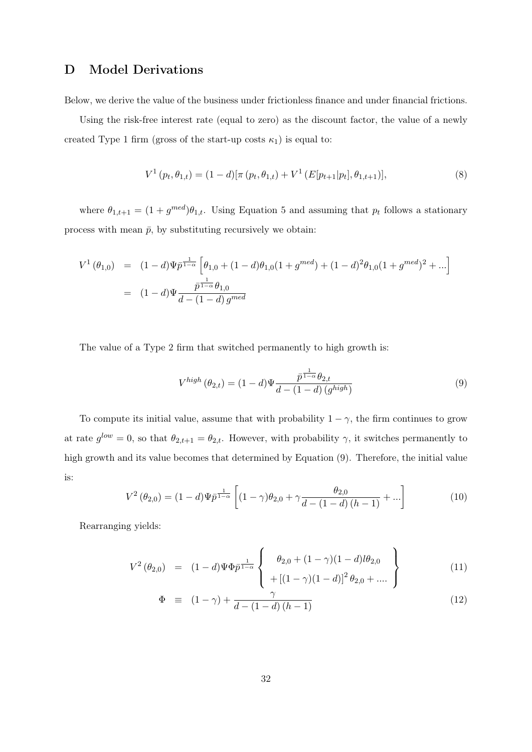# D Model Derivations

Below, we derive the value of the business under frictionless finance and under financial frictions.

Using the risk-free interest rate (equal to zero) as the discount factor, the value of a newly created Type 1 firm (gross of the start-up costs $\kappa_1$) is equal to:

$$V^1(p_t, \theta_{1,t}) = (1-d)[\pi(p_t, \theta_{1,t}) + V^1(E[p_{t+1}|p_t], \theta_{1,t+1})], \tag{8}$$

where $\theta_{1,t+1} = (1+g^{med})\theta_{1,t}$. Using Equation 5 and assuming that $p_t$ follows a stationary process with mean $\bar{p}$, by substituting recursively we obtain:

$$\begin{aligned}
V^1(\theta_{1,0}) &= (1-d)\Psi\bar{p}^{\frac{1}{1-\alpha}}\left[\theta_{1,0} + (1-d)\theta_{1,0}(1+g^{med}) + (1-d)^2\theta_{1,0}(1+g^{med})^2 + ...\right] \\
&= (1-d)\Psi\frac{\bar{p}^{\frac{1}{1-\alpha}}\theta_{1,0}}{d-(1-d)\,g^{med}}
\end{aligned}$$

The value of a Type 2 firm that switched permanently to high growth is:

$$V^{high}(\theta_{2,t}) = (1-d)\Psi\frac{\bar{p}^{\frac{1}{1-\alpha}}\theta_{2,t}}{d-(1-d)\,(g^{high})} \tag{9}$$

To compute its initial value, assume that with probability $1-\gamma$, the firm continues to grow at rate $g^{low}=0$, so that $\theta_{2,t+1} = \theta_{2,t}$. However, with probability $\gamma$, it switches permanently to high growth and its value becomes that determined by Equation (9). Therefore, the initial value is:

$$V^2(\theta_{2,0}) = (1-d)\Psi\bar{p}^{\frac{1}{1-\alpha}}\left[(1-\gamma)\theta_{2,0} + \gamma\frac{\theta_{2,0}}{d-(1-d)\,(h-1)} + ...\right] \tag{10}$$

Rearranging yields:

$$V^2(\theta_{2,0}) = (1-d)\Psi\Phi\bar{p}^{\frac{1}{1-\alpha}}\left\{\begin{array}{c}\theta_{2,0} + (1-\gamma)(1-d)l\theta_{2,0} \\ +\left[(1-\gamma)(1-d)\right]^2\theta_{2,0} + ....\end{array}\right\} \tag{11}$$

$$\Phi \equiv (1-\gamma) + \frac{\gamma}{d-(1-d)\,(h-1)} \tag{12}$$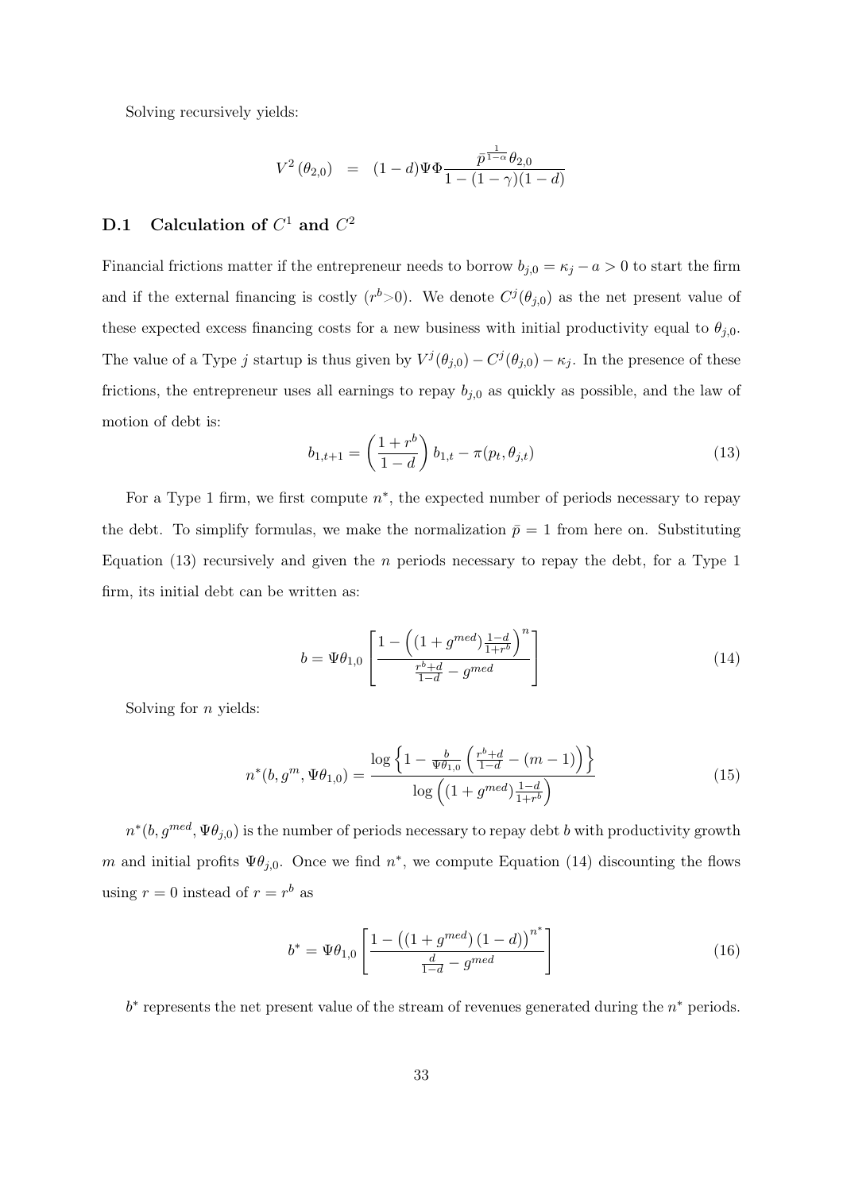Solving recursively yields:

$$V^2(\theta_{2,0}) \quad = \quad (1-d)\Psi\Phi\frac{\bar{p}^{\frac{1}{1-\alpha}}\theta_{2,0}}{1-(1-\gamma)(1-d)}$$

### D.1 Calculation of $C^1$ and $C^2$

Financial frictions matter if the entrepreneur needs to borrow $b_{j,0} = \kappa_j - a > 0$ to start the firm and if the external financing is costly ($r^b$>0). We denote $C^j(\theta_{j,0})$ as the net present value of these expected excess financing costs for a new business with initial productivity equal to $\theta_{j,0}$. The value of a Type $j$ startup is thus given by $V^j(\theta_{j,0}) - C^j(\theta_{j,0}) - \kappa_j$. In the presence of these frictions, the entrepreneur uses all earnings to repay $b_{j,0}$ as quickly as possible, and the law of motion of debt is:

$$b_{1,t+1} = \left(\frac{1+r^b}{1-d}\right)b_{1,t} - \pi(p_t, \theta_{j,t}) \tag{13}$$

For a Type 1 firm, we first compute $n^*$, the expected number of periods necessary to repay the debt. To simplify formulas, we make the normalization $\bar{p} = 1$ from here on. Substituting Equation (13) recursively and given the $n$ periods necessary to repay the debt, for a Type 1 firm, its initial debt can be written as:

$$b = \Psi\theta_{1,0}\left[\frac{1-\left((1+g^{med})\frac{1-d}{1+r^b}\right)^n}{\frac{r^b+d}{1-d} - g^{med}}\right] \tag{14}$$

Solving for $n$ yields:

$$n^*(b, g^m, \Psi\theta_{1,0}) = \frac{\log\left\{1 - \frac{b}{\Psi\theta_{1,0}}\left(\frac{r^b+d}{1-d} - (m-1)\right)\right\}}{\log\left((1+g^{med})\frac{1-d}{1+r^b}\right)} \tag{15}$$

$n^*(b, g^{med}, \Psi\theta_{j,0})$ is the number of periods necessary to repay debt $b$ with productivity growth $m$ and initial profits $\Psi\theta_{j,0}$. Once we find $n^*$, we compute Equation (14) discounting the flows using $r = 0$ instead of $r = r^b$ as

$$b^* = \Psi\theta_{1,0}\left[\frac{1-\left((1+g^{med})(1-d)\right)^{n^*}}{\frac{d}{1-d} - g^{med}}\right] \tag{16}$$

$b^*$ represents the net present value of the stream of revenues generated during the $n^*$ periods.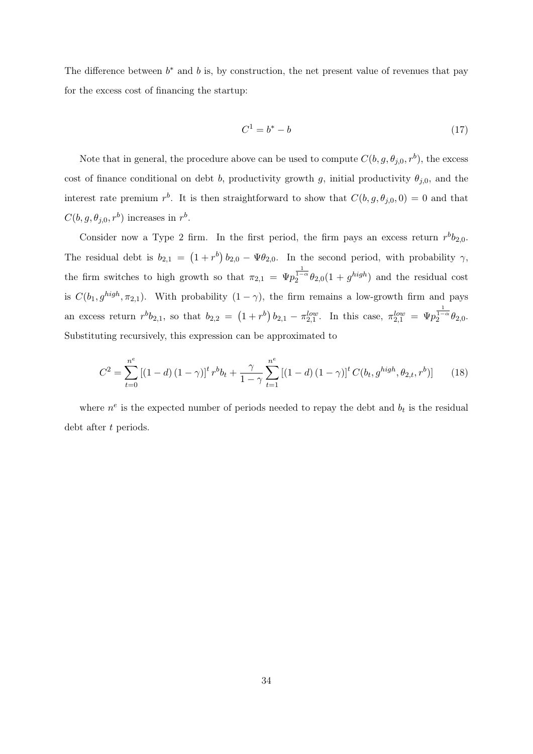The difference between $b^*$ and $b$ is, by construction, the net present value of revenues that pay for the excess cost of financing the startup:

$$C^1 = b^* - b \tag{17}$$

Note that in general, the procedure above can be used to compute $C(b, g, \theta_{j,0}, r^b)$, the excess cost of finance conditional on debt $b$, productivity growth $g$, initial productivity $\theta_{j,0}$, and the interest rate premium $r^b$. It is then straightforward to show that $C(b, g, \theta_{j,0}, 0) = 0$ and that $C(b, g, \theta_{j,0}, r^b)$ increases in $r^b$.

Consider now a Type 2 firm. In the first period, the firm pays an excess return $r^b b_{2,0}$. The residual debt is $b_{2,1} = \left(1 + r^b\right) b_{2,0} - \Psi\theta_{2,0}$. In the second period, with probability $\gamma$, the firm switches to high growth so that $\pi_{2,1} = \Psi p_2^{\frac{1}{1-\alpha}} \theta_{2,0}(1 + g^{high})$ and the residual cost is $C(b_1, g^{high}, \pi_{2,1})$. With probability $(1 - \gamma)$, the firm remains a low-growth firm and pays an excess return $r^b b_{2,1}$, so that $b_{2,2} = \left(1 + r^b\right) b_{2,1} - \pi_{2,1}^{low}$. In this case, $\pi_{2,1}^{low} = \Psi p_2^{\frac{1}{1-\alpha}} \theta_{2,0}$. Substituting recursively, this expression can be approximated to

$$C^2 = \sum_{t=0}^{n^e} \left[(1-d)(1-\gamma)\right]^t r^b b_t + \frac{\gamma}{1-\gamma} \sum_{t=1}^{n^e} \left[(1-d)(1-\gamma)\right]^t C(b_t, g^{high}, \theta_{2,t}, r^b)] \tag{18}$$

where $n^e$ is the expected number of periods needed to repay the debt and $b_t$ is the residual debt after $t$ periods.